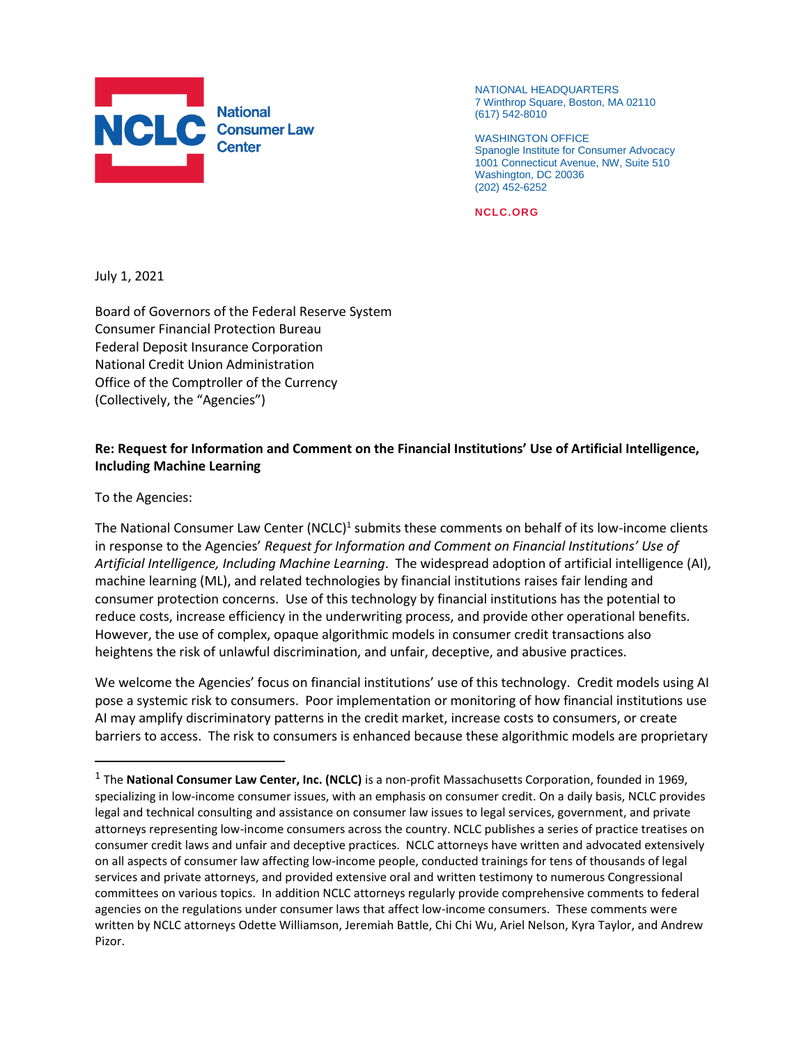NCLC National Consumer Law Center

NATIONAL HEADQUARTERS
7 Winthrop Square, Boston, MA 02110
(617) 542-8010

WASHINGTON OFFICE
Spanogle Institute for Consumer Advocacy
1001 Connecticut Avenue, NW, Suite 510
Washington, DC 20036
(202) 452-6252

NCLC.ORG

July 1, 2021

Board of Governors of the Federal Reserve System
Consumer Financial Protection Bureau
Federal Deposit Insurance Corporation
National Credit Union Administration
Office of the Comptroller of the Currency
(Collectively, the "Agencies")

**Re: Request for Information and Comment on the Financial Institutions' Use of Artificial Intelligence, Including Machine Learning**

To the Agencies:

The National Consumer Law Center (NCLC)[1] submits these comments on behalf of its low-income clients in response to the Agencies' *Request for Information and Comment on Financial Institutions' Use of Artificial Intelligence, Including Machine Learning*. The widespread adoption of artificial intelligence (AI), machine learning (ML), and related technologies by financial institutions raises fair lending and consumer protection concerns. Use of this technology by financial institutions has the potential to reduce costs, increase efficiency in the underwriting process, and provide other operational benefits. However, the use of complex, opaque algorithmic models in consumer credit transactions also heightens the risk of unlawful discrimination, and unfair, deceptive, and abusive practices.

We welcome the Agencies' focus on financial institutions' use of this technology. Credit models using AI pose a systemic risk to consumers. Poor implementation or monitoring of how financial institutions use AI may amplify discriminatory patterns in the credit market, increase costs to consumers, or create barriers to access. The risk to consumers is enhanced because these algorithmic models are proprietary

[1] The **National Consumer Law Center, Inc. (NCLC)** is a non-profit Massachusetts Corporation, founded in 1969, specializing in low-income consumer issues, with an emphasis on consumer credit. On a daily basis, NCLC provides legal and technical consulting and assistance on consumer law issues to legal services, government, and private attorneys representing low-income consumers across the country. NCLC publishes a series of practice treatises on consumer credit laws and unfair and deceptive practices. NCLC attorneys have written and advocated extensively on all aspects of consumer law affecting low-income people, conducted trainings for tens of thousands of legal services and private attorneys, and provided extensive oral and written testimony to numerous Congressional committees on various topics. In addition NCLC attorneys regularly provide comprehensive comments to federal agencies on the regulations under consumer laws that affect low-income consumers. These comments were written by NCLC attorneys Odette Williamson, Jeremiah Battle, Chi Chi Wu, Ariel Nelson, Kyra Taylor, and Andrew Pizor.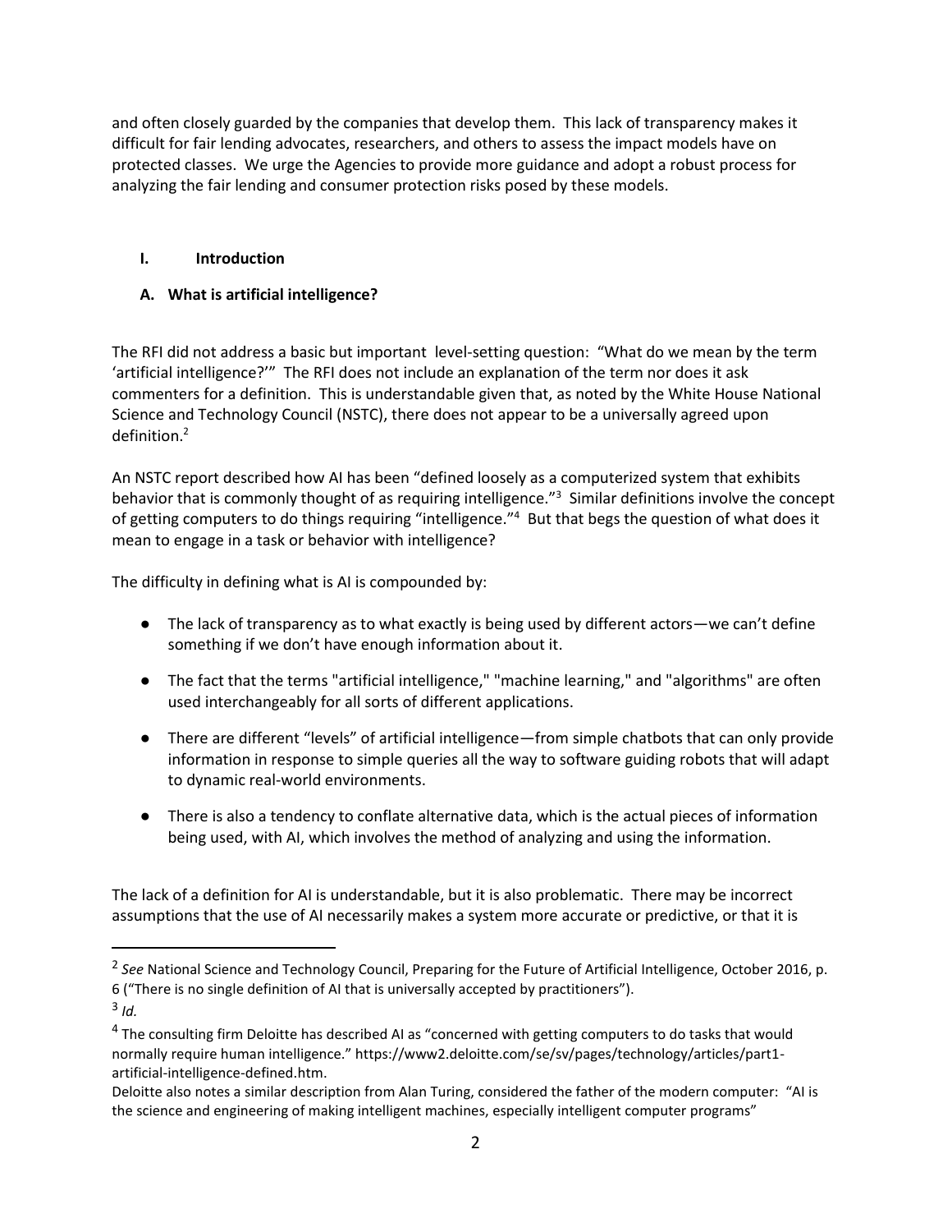and often closely guarded by the companies that develop them. This lack of transparency makes it difficult for fair lending advocates, researchers, and others to assess the impact models have on protected classes. We urge the Agencies to provide more guidance and adopt a robust process for analyzing the fair lending and consumer protection risks posed by these models.

## I. Introduction

### A. What is artificial intelligence?

The RFI did not address a basic but important level-setting question: "What do we mean by the term 'artificial intelligence?'" The RFI does not include an explanation of the term nor does it ask commenters for a definition. This is understandable given that, as noted by the White House National Science and Technology Council (NSTC), there does not appear to be a universally agreed upon definition.[2]

An NSTC report described how AI has been "defined loosely as a computerized system that exhibits behavior that is commonly thought of as requiring intelligence."[3] Similar definitions involve the concept of getting computers to do things requiring "intelligence."[4] But that begs the question of what does it mean to engage in a task or behavior with intelligence?

The difficulty in defining what is AI is compounded by:

- The lack of transparency as to what exactly is being used by different actors—we can't define something if we don't have enough information about it.
- The fact that the terms "artificial intelligence," "machine learning," and "algorithms" are often used interchangeably for all sorts of different applications.
- There are different "levels" of artificial intelligence—from simple chatbots that can only provide information in response to simple queries all the way to software guiding robots that will adapt to dynamic real-world environments.
- There is also a tendency to conflate alternative data, which is the actual pieces of information being used, with AI, which involves the method of analyzing and using the information.

The lack of a definition for AI is understandable, but it is also problematic. There may be incorrect assumptions that the use of AI necessarily makes a system more accurate or predictive, or that it is

---

[2] *See* National Science and Technology Council, Preparing for the Future of Artificial Intelligence, October 2016, p. 6 ("There is no single definition of AI that is universally accepted by practitioners").

[3] *Id.*

[4] The consulting firm Deloitte has described AI as "concerned with getting computers to do tasks that would normally require human intelligence." https://www2.deloitte.com/se/sv/pages/technology/articles/part1-artificial-intelligence-defined.htm.
Deloitte also notes a similar description from Alan Turing, considered the father of the modern computer: "AI is the science and engineering of making intelligent machines, especially intelligent computer programs"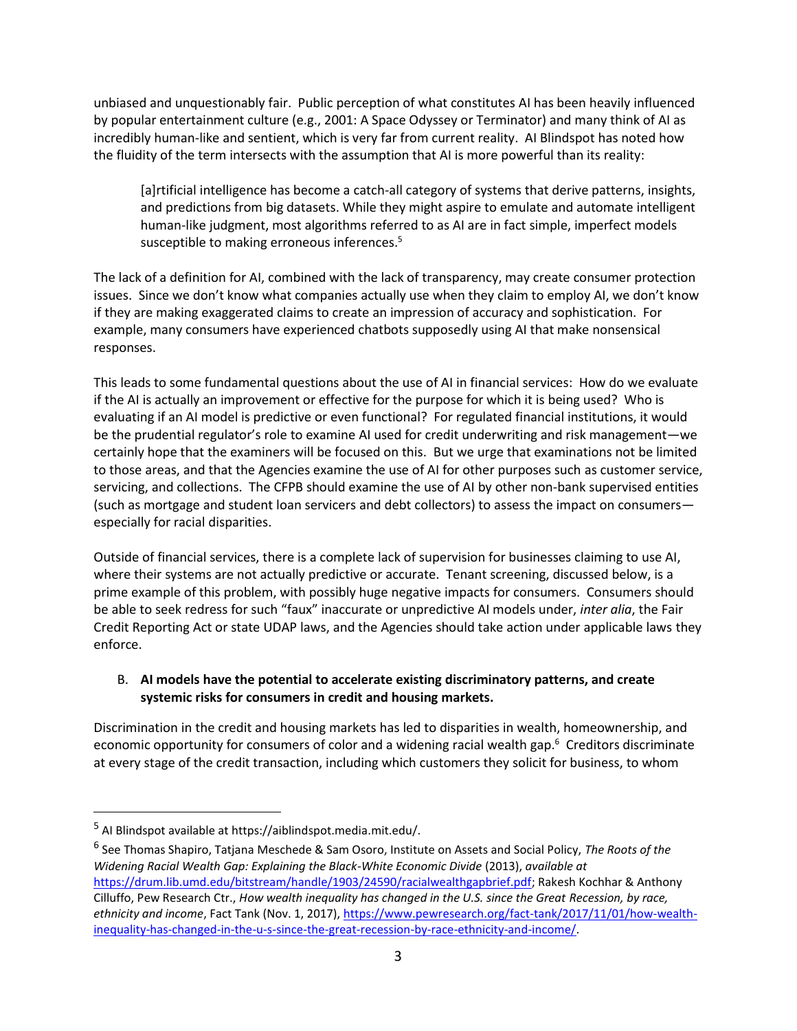unbiased and unquestionably fair. Public perception of what constitutes AI has been heavily influenced by popular entertainment culture (e.g., 2001: A Space Odyssey or Terminator) and many think of AI as incredibly human-like and sentient, which is very far from current reality. AI Blindspot has noted how the fluidity of the term intersects with the assumption that AI is more powerful than its reality:

> [a]rtificial intelligence has become a catch-all category of systems that derive patterns, insights, and predictions from big datasets. While they might aspire to emulate and automate intelligent human-like judgment, most algorithms referred to as AI are in fact simple, imperfect models susceptible to making erroneous inferences.[5]

The lack of a definition for AI, combined with the lack of transparency, may create consumer protection issues. Since we don't know what companies actually use when they claim to employ AI, we don't know if they are making exaggerated claims to create an impression of accuracy and sophistication. For example, many consumers have experienced chatbots supposedly using AI that make nonsensical responses.

This leads to some fundamental questions about the use of AI in financial services: How do we evaluate if the AI is actually an improvement or effective for the purpose for which it is being used? Who is evaluating if an AI model is predictive or even functional? For regulated financial institutions, it would be the prudential regulator's role to examine AI used for credit underwriting and risk management—we certainly hope that the examiners will be focused on this. But we urge that examinations not be limited to those areas, and that the Agencies examine the use of AI for other purposes such as customer service, servicing, and collections. The CFPB should examine the use of AI by other non-bank supervised entities (such as mortgage and student loan servicers and debt collectors) to assess the impact on consumers—especially for racial disparities.

Outside of financial services, there is a complete lack of supervision for businesses claiming to use AI, where their systems are not actually predictive or accurate. Tenant screening, discussed below, is a prime example of this problem, with possibly huge negative impacts for consumers. Consumers should be able to seek redress for such "faux" inaccurate or unpredictive AI models under, *inter alia*, the Fair Credit Reporting Act or state UDAP laws, and the Agencies should take action under applicable laws they enforce.

### B. **AI models have the potential to accelerate existing discriminatory patterns, and create systemic risks for consumers in credit and housing markets.**

Discrimination in the credit and housing markets has led to disparities in wealth, homeownership, and economic opportunity for consumers of color and a widening racial wealth gap.[6] Creditors discriminate at every stage of the credit transaction, including which customers they solicit for business, to whom

---

[5] AI Blindspot available at https://aiblindspot.media.mit.edu/.

[6] See Thomas Shapiro, Tatjana Meschede & Sam Osoro, Institute on Assets and Social Policy, *The Roots of the Widening Racial Wealth Gap: Explaining the Black-White Economic Divide* (2013), *available at* https://drum.lib.umd.edu/bitstream/handle/1903/24590/racialwealthgapbrief.pdf; Rakesh Kochhar & Anthony Cilluffo, Pew Research Ctr., *How wealth inequality has changed in the U.S. since the Great Recession, by race, ethnicity and income*, Fact Tank (Nov. 1, 2017), https://www.pewresearch.org/fact-tank/2017/11/01/how-wealth-inequality-has-changed-in-the-u-s-since-the-great-recession-by-race-ethnicity-and-income/.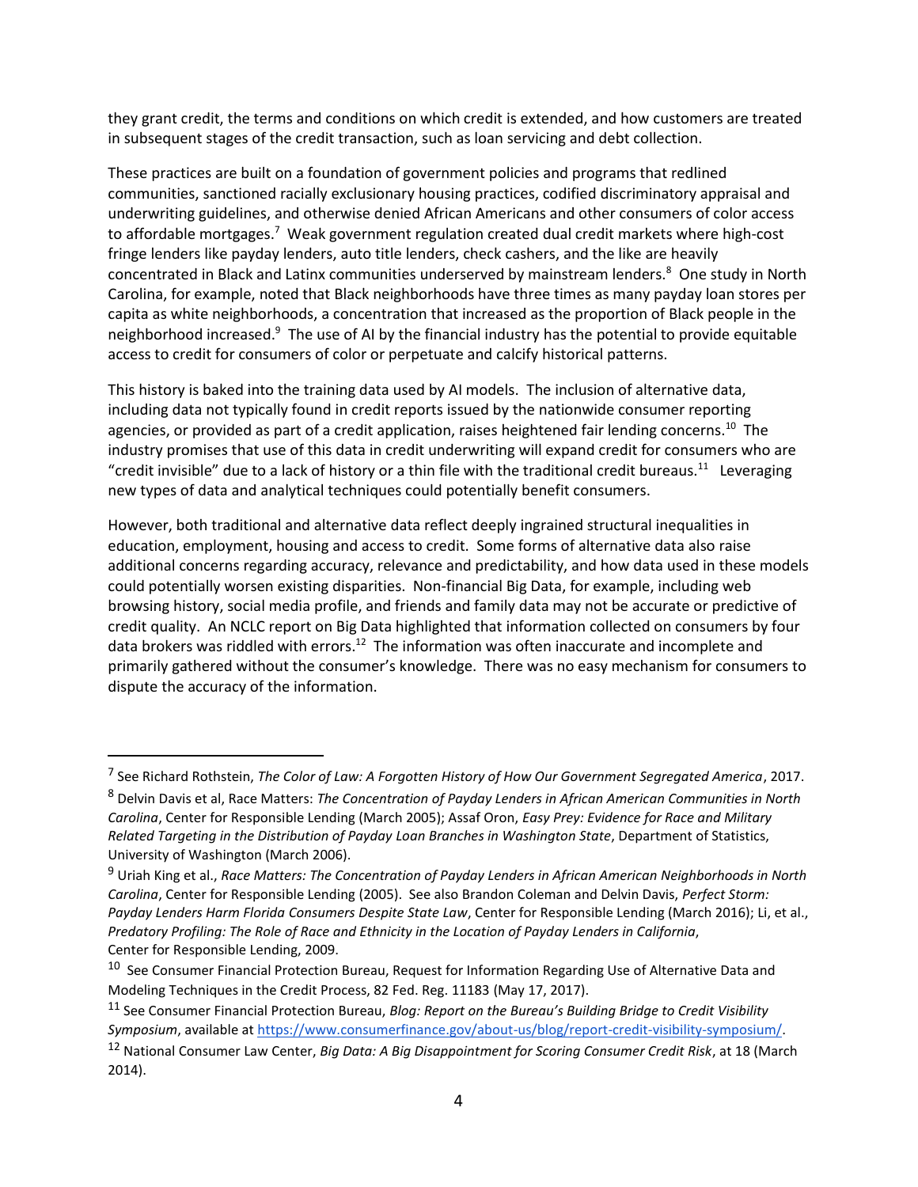they grant credit, the terms and conditions on which credit is extended, and how customers are treated in subsequent stages of the credit transaction, such as loan servicing and debt collection.

These practices are built on a foundation of government policies and programs that redlined communities, sanctioned racially exclusionary housing practices, codified discriminatory appraisal and underwriting guidelines, and otherwise denied African Americans and other consumers of color access to affordable mortgages.[7] Weak government regulation created dual credit markets where high-cost fringe lenders like payday lenders, auto title lenders, check cashers, and the like are heavily concentrated in Black and Latinx communities underserved by mainstream lenders.[8] One study in North Carolina, for example, noted that Black neighborhoods have three times as many payday loan stores per capita as white neighborhoods, a concentration that increased as the proportion of Black people in the neighborhood increased.[9] The use of AI by the financial industry has the potential to provide equitable access to credit for consumers of color or perpetuate and calcify historical patterns.

This history is baked into the training data used by AI models. The inclusion of alternative data, including data not typically found in credit reports issued by the nationwide consumer reporting agencies, or provided as part of a credit application, raises heightened fair lending concerns.[10] The industry promises that use of this data in credit underwriting will expand credit for consumers who are "credit invisible" due to a lack of history or a thin file with the traditional credit bureaus.[11] Leveraging new types of data and analytical techniques could potentially benefit consumers.

However, both traditional and alternative data reflect deeply ingrained structural inequalities in education, employment, housing and access to credit. Some forms of alternative data also raise additional concerns regarding accuracy, relevance and predictability, and how data used in these models could potentially worsen existing disparities. Non-financial Big Data, for example, including web browsing history, social media profile, and friends and family data may not be accurate or predictive of credit quality. An NCLC report on Big Data highlighted that information collected on consumers by four data brokers was riddled with errors.[12] The information was often inaccurate and incomplete and primarily gathered without the consumer's knowledge. There was no easy mechanism for consumers to dispute the accuracy of the information.

---

[7] See Richard Rothstein, *The Color of Law: A Forgotten History of How Our Government Segregated America*, 2017.

[8] Delvin Davis et al, Race Matters: *The Concentration of Payday Lenders in African American Communities in North Carolina*, Center for Responsible Lending (March 2005); Assaf Oron, *Easy Prey: Evidence for Race and Military Related Targeting in the Distribution of Payday Loan Branches in Washington State*, Department of Statistics, University of Washington (March 2006).

[9] Uriah King et al., *Race Matters: The Concentration of Payday Lenders in African American Neighborhoods in North Carolina*, Center for Responsible Lending (2005). See also Brandon Coleman and Delvin Davis, *Perfect Storm: Payday Lenders Harm Florida Consumers Despite State Law*, Center for Responsible Lending (March 2016); Li, et al., *Predatory Profiling: The Role of Race and Ethnicity in the Location of Payday Lenders in California*, Center for Responsible Lending, 2009.

[10] See Consumer Financial Protection Bureau, Request for Information Regarding Use of Alternative Data and Modeling Techniques in the Credit Process, 82 Fed. Reg. 11183 (May 17, 2017).

[11] See Consumer Financial Protection Bureau, *Blog: Report on the Bureau's Building Bridge to Credit Visibility Symposium*, available at https://www.consumerfinance.gov/about-us/blog/report-credit-visibility-symposium/.

[12] National Consumer Law Center, *Big Data: A Big Disappointment for Scoring Consumer Credit Risk*, at 18 (March 2014).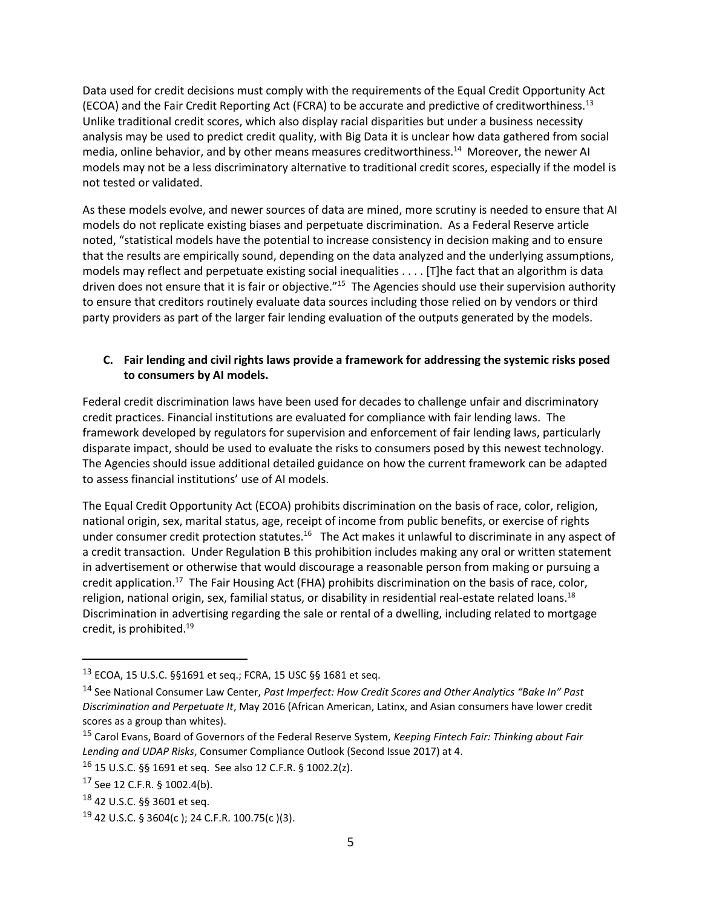Data used for credit decisions must comply with the requirements of the Equal Credit Opportunity Act (ECOA) and the Fair Credit Reporting Act (FCRA) to be accurate and predictive of creditworthiness.[13] Unlike traditional credit scores, which also display racial disparities but under a business necessity analysis may be used to predict credit quality, with Big Data it is unclear how data gathered from social media, online behavior, and by other means measures creditworthiness.[14] Moreover, the newer AI models may not be a less discriminatory alternative to traditional credit scores, especially if the model is not tested or validated.

As these models evolve, and newer sources of data are mined, more scrutiny is needed to ensure that AI models do not replicate existing biases and perpetuate discrimination. As a Federal Reserve article noted, "statistical models have the potential to increase consistency in decision making and to ensure that the results are empirically sound, depending on the data analyzed and the underlying assumptions, models may reflect and perpetuate existing social inequalities . . . . [T]he fact that an algorithm is data driven does not ensure that it is fair or objective."[15] The Agencies should use their supervision authority to ensure that creditors routinely evaluate data sources including those relied on by vendors or third party providers as part of the larger fair lending evaluation of the outputs generated by the models.

### C. Fair lending and civil rights laws provide a framework for addressing the systemic risks posed to consumers by AI models.

Federal credit discrimination laws have been used for decades to challenge unfair and discriminatory credit practices. Financial institutions are evaluated for compliance with fair lending laws. The framework developed by regulators for supervision and enforcement of fair lending laws, particularly disparate impact, should be used to evaluate the risks to consumers posed by this newest technology. The Agencies should issue additional detailed guidance on how the current framework can be adapted to assess financial institutions' use of AI models.

The Equal Credit Opportunity Act (ECOA) prohibits discrimination on the basis of race, color, religion, national origin, sex, marital status, age, receipt of income from public benefits, or exercise of rights under consumer credit protection statutes.[16] The Act makes it unlawful to discriminate in any aspect of a credit transaction. Under Regulation B this prohibition includes making any oral or written statement in advertisement or otherwise that would discourage a reasonable person from making or pursuing a credit application.[17] The Fair Housing Act (FHA) prohibits discrimination on the basis of race, color, religion, national origin, sex, familial status, or disability in residential real-estate related loans.[18] Discrimination in advertising regarding the sale or rental of a dwelling, including related to mortgage credit, is prohibited.[19]

---

[13] ECOA, 15 U.S.C. §§1691 et seq.; FCRA, 15 USC §§ 1681 et seq.

[14] See National Consumer Law Center, *Past Imperfect: How Credit Scores and Other Analytics "Bake In" Past Discrimination and Perpetuate It*, May 2016 (African American, Latinx, and Asian consumers have lower credit scores as a group than whites).

[15] Carol Evans, Board of Governors of the Federal Reserve System, *Keeping Fintech Fair: Thinking about Fair Lending and UDAP Risks*, Consumer Compliance Outlook (Second Issue 2017) at 4.

[16] 15 U.S.C. §§ 1691 et seq. See also 12 C.F.R. § 1002.2(z).

[17] See 12 C.F.R. § 1002.4(b).

[18] 42 U.S.C. §§ 3601 et seq.

[19] 42 U.S.C. § 3604(c ); 24 C.F.R. 100.75(c )(3).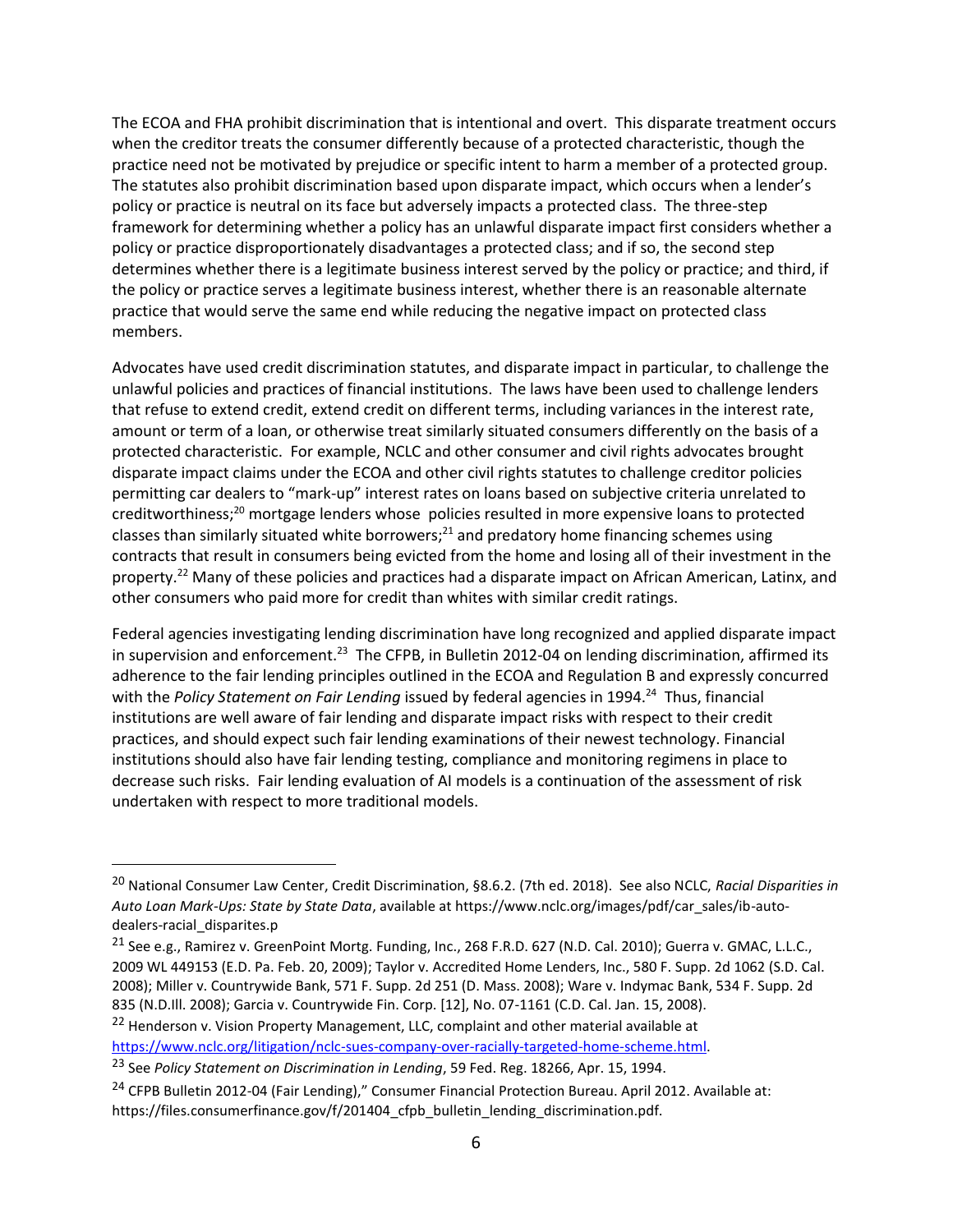The ECOA and FHA prohibit discrimination that is intentional and overt. This disparate treatment occurs when the creditor treats the consumer differently because of a protected characteristic, though the practice need not be motivated by prejudice or specific intent to harm a member of a protected group. The statutes also prohibit discrimination based upon disparate impact, which occurs when a lender's policy or practice is neutral on its face but adversely impacts a protected class. The three-step framework for determining whether a policy has an unlawful disparate impact first considers whether a policy or practice disproportionately disadvantages a protected class; and if so, the second step determines whether there is a legitimate business interest served by the policy or practice; and third, if the policy or practice serves a legitimate business interest, whether there is an reasonable alternate practice that would serve the same end while reducing the negative impact on protected class members.

Advocates have used credit discrimination statutes, and disparate impact in particular, to challenge the unlawful policies and practices of financial institutions. The laws have been used to challenge lenders that refuse to extend credit, extend credit on different terms, including variances in the interest rate, amount or term of a loan, or otherwise treat similarly situated consumers differently on the basis of a protected characteristic. For example, NCLC and other consumer and civil rights advocates brought disparate impact claims under the ECOA and other civil rights statutes to challenge creditor policies permitting car dealers to "mark-up" interest rates on loans based on subjective criteria unrelated to creditworthiness;[20] mortgage lenders whose policies resulted in more expensive loans to protected classes than similarly situated white borrowers;[21] and predatory home financing schemes using contracts that result in consumers being evicted from the home and losing all of their investment in the property.[22] Many of these policies and practices had a disparate impact on African American, Latinx, and other consumers who paid more for credit than whites with similar credit ratings.

Federal agencies investigating lending discrimination have long recognized and applied disparate impact in supervision and enforcement.[23] The CFPB, in Bulletin 2012-04 on lending discrimination, affirmed its adherence to the fair lending principles outlined in the ECOA and Regulation B and expressly concurred with the *Policy Statement on Fair Lending* issued by federal agencies in 1994.[24] Thus, financial institutions are well aware of fair lending and disparate impact risks with respect to their credit practices, and should expect such fair lending examinations of their newest technology. Financial institutions should also have fair lending testing, compliance and monitoring regimens in place to decrease such risks. Fair lending evaluation of AI models is a continuation of the assessment of risk undertaken with respect to more traditional models.

---

[20] National Consumer Law Center, Credit Discrimination, §8.6.2. (7th ed. 2018). See also NCLC, *Racial Disparities in Auto Loan Mark-Ups: State by State Data*, available at https://www.nclc.org/images/pdf/car_sales/ib-auto-dealers-racial_disparites.p

[21] See e.g., Ramirez v. GreenPoint Mortg. Funding, Inc., 268 F.R.D. 627 (N.D. Cal. 2010); Guerra v. GMAC, L.L.C., 2009 WL 449153 (E.D. Pa. Feb. 20, 2009); Taylor v. Accredited Home Lenders, Inc., 580 F. Supp. 2d 1062 (S.D. Cal. 2008); Miller v. Countrywide Bank, 571 F. Supp. 2d 251 (D. Mass. 2008); Ware v. Indymac Bank, 534 F. Supp. 2d 835 (N.D.Ill. 2008); Garcia v. Countrywide Fin. Corp. [12], No. 07-1161 (C.D. Cal. Jan. 15, 2008).

[22] Henderson v. Vision Property Management, LLC, complaint and other material available at https://www.nclc.org/litigation/nclc-sues-company-over-racially-targeted-home-scheme.html.

[23] See *Policy Statement on Discrimination in Lending*, 59 Fed. Reg. 18266, Apr. 15, 1994.

[24] CFPB Bulletin 2012-04 (Fair Lending)," Consumer Financial Protection Bureau. April 2012. Available at: https://files.consumerfinance.gov/f/201404_cfpb_bulletin_lending_discrimination.pdf.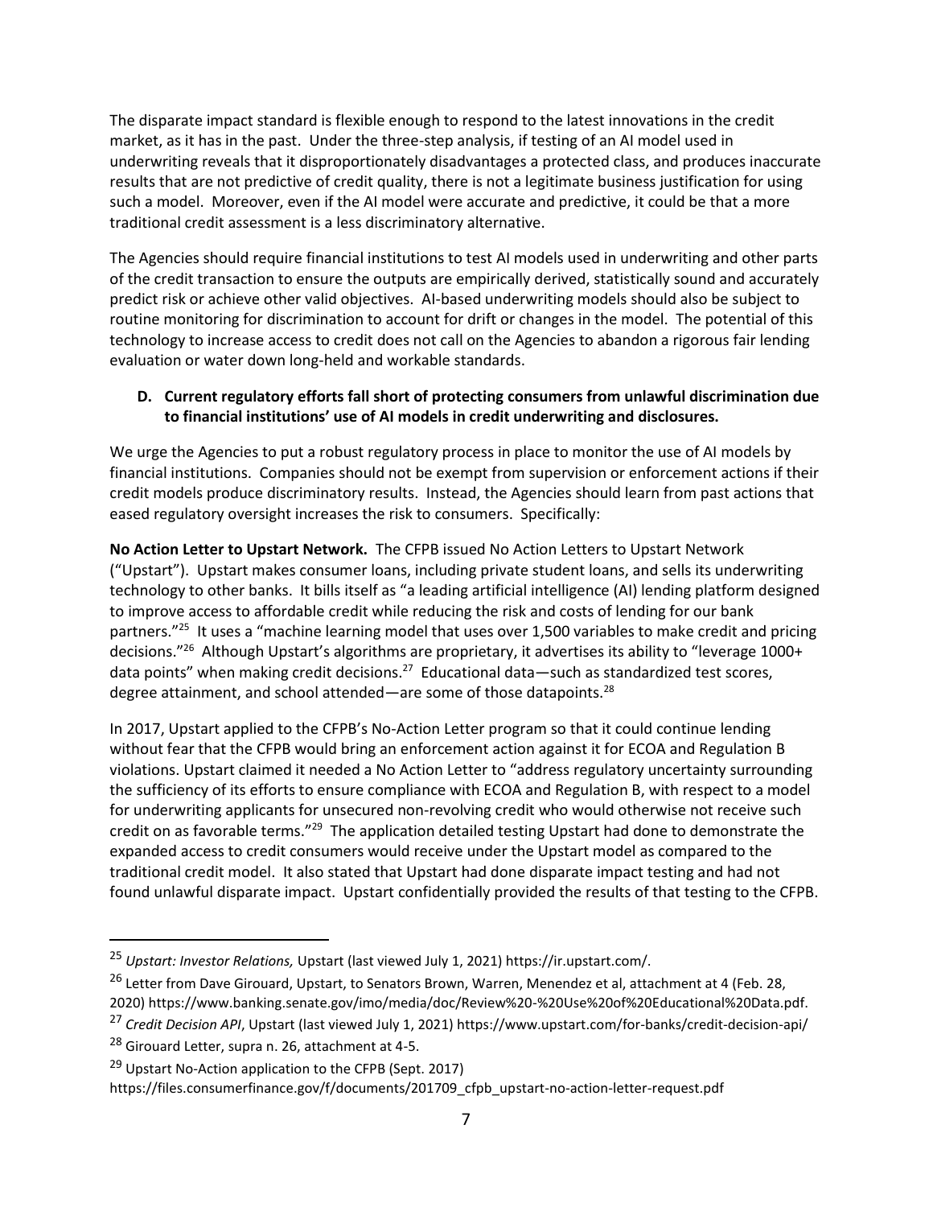The disparate impact standard is flexible enough to respond to the latest innovations in the credit market, as it has in the past. Under the three-step analysis, if testing of an AI model used in underwriting reveals that it disproportionately disadvantages a protected class, and produces inaccurate results that are not predictive of credit quality, there is not a legitimate business justification for using such a model. Moreover, even if the AI model were accurate and predictive, it could be that a more traditional credit assessment is a less discriminatory alternative.

The Agencies should require financial institutions to test AI models used in underwriting and other parts of the credit transaction to ensure the outputs are empirically derived, statistically sound and accurately predict risk or achieve other valid objectives. AI-based underwriting models should also be subject to routine monitoring for discrimination to account for drift or changes in the model. The potential of this technology to increase access to credit does not call on the Agencies to abandon a rigorous fair lending evaluation or water down long-held and workable standards.

### D. Current regulatory efforts fall short of protecting consumers from unlawful discrimination due to financial institutions' use of AI models in credit underwriting and disclosures.

We urge the Agencies to put a robust regulatory process in place to monitor the use of AI models by financial institutions. Companies should not be exempt from supervision or enforcement actions if their credit models produce discriminatory results. Instead, the Agencies should learn from past actions that eased regulatory oversight increases the risk to consumers. Specifically:

**No Action Letter to Upstart Network.** The CFPB issued No Action Letters to Upstart Network ("Upstart"). Upstart makes consumer loans, including private student loans, and sells its underwriting technology to other banks. It bills itself as "a leading artificial intelligence (AI) lending platform designed to improve access to affordable credit while reducing the risk and costs of lending for our bank partners."[25] It uses a "machine learning model that uses over 1,500 variables to make credit and pricing decisions."[26] Although Upstart's algorithms are proprietary, it advertises its ability to "leverage 1000+ data points" when making credit decisions.[27] Educational data—such as standardized test scores, degree attainment, and school attended—are some of those datapoints.[28]

In 2017, Upstart applied to the CFPB's No-Action Letter program so that it could continue lending without fear that the CFPB would bring an enforcement action against it for ECOA and Regulation B violations. Upstart claimed it needed a No Action Letter to "address regulatory uncertainty surrounding the sufficiency of its efforts to ensure compliance with ECOA and Regulation B, with respect to a model for underwriting applicants for unsecured non-revolving credit who would otherwise not receive such credit on as favorable terms."[29] The application detailed testing Upstart had done to demonstrate the expanded access to credit consumers would receive under the Upstart model as compared to the traditional credit model. It also stated that Upstart had done disparate impact testing and had not found unlawful disparate impact. Upstart confidentially provided the results of that testing to the CFPB.

---

[25] *Upstart: Investor Relations,* Upstart (last viewed July 1, 2021) https://ir.upstart.com/.

[26] Letter from Dave Girouard, Upstart, to Senators Brown, Warren, Menendez et al, attachment at 4 (Feb. 28, 2020) https://www.banking.senate.gov/imo/media/doc/Review%20-%20Use%20of%20Educational%20Data.pdf.

[27] *Credit Decision API*, Upstart (last viewed July 1, 2021) https://www.upstart.com/for-banks/credit-decision-api/

[28] Girouard Letter, supra n. 26, attachment at 4-5.

[29] Upstart No-Action application to the CFPB (Sept. 2017) https://files.consumerfinance.gov/f/documents/201709_cfpb_upstart-no-action-letter-request.pdf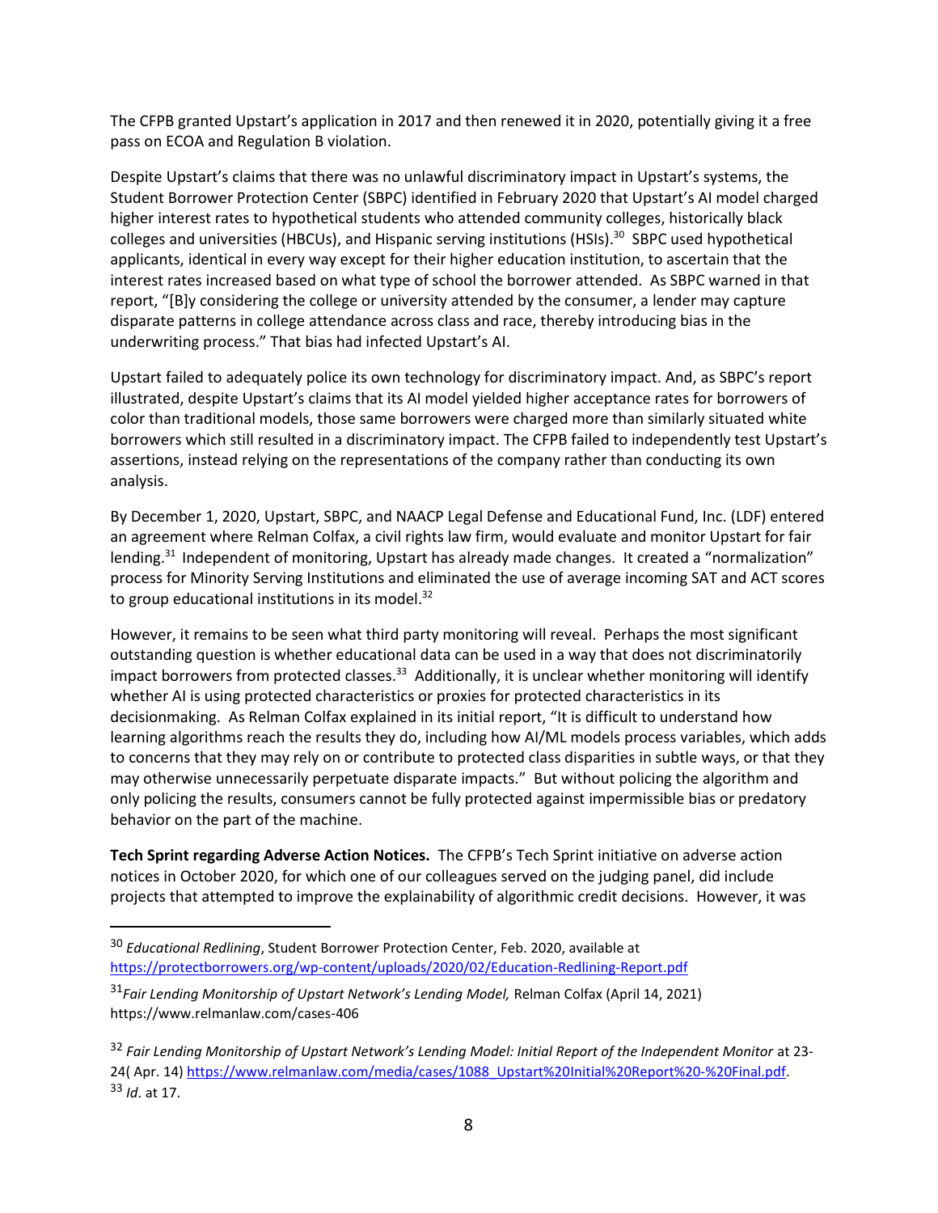The CFPB granted Upstart's application in 2017 and then renewed it in 2020, potentially giving it a free pass on ECOA and Regulation B violation.

Despite Upstart's claims that there was no unlawful discriminatory impact in Upstart's systems, the Student Borrower Protection Center (SBPC) identified in February 2020 that Upstart's AI model charged higher interest rates to hypothetical students who attended community colleges, historically black colleges and universities (HBCUs), and Hispanic serving institutions (HSIs).[30] SBPC used hypothetical applicants, identical in every way except for their higher education institution, to ascertain that the interest rates increased based on what type of school the borrower attended. As SBPC warned in that report, "[B]y considering the college or university attended by the consumer, a lender may capture disparate patterns in college attendance across class and race, thereby introducing bias in the underwriting process." That bias had infected Upstart's AI.

Upstart failed to adequately police its own technology for discriminatory impact. And, as SBPC's report illustrated, despite Upstart's claims that its AI model yielded higher acceptance rates for borrowers of color than traditional models, those same borrowers were charged more than similarly situated white borrowers which still resulted in a discriminatory impact. The CFPB failed to independently test Upstart's assertions, instead relying on the representations of the company rather than conducting its own analysis.

By December 1, 2020, Upstart, SBPC, and NAACP Legal Defense and Educational Fund, Inc. (LDF) entered an agreement where Relman Colfax, a civil rights law firm, would evaluate and monitor Upstart for fair lending.[31] Independent of monitoring, Upstart has already made changes. It created a "normalization" process for Minority Serving Institutions and eliminated the use of average incoming SAT and ACT scores to group educational institutions in its model.[32]

However, it remains to be seen what third party monitoring will reveal. Perhaps the most significant outstanding question is whether educational data can be used in a way that does not discriminatorily impact borrowers from protected classes.[33] Additionally, it is unclear whether monitoring will identify whether AI is using protected characteristics or proxies for protected characteristics in its decisionmaking. As Relman Colfax explained in its initial report, "It is difficult to understand how learning algorithms reach the results they do, including how AI/ML models process variables, which adds to concerns that they may rely on or contribute to protected class disparities in subtle ways, or that they may otherwise unnecessarily perpetuate disparate impacts." But without policing the algorithm and only policing the results, consumers cannot be fully protected against impermissible bias or predatory behavior on the part of the machine.

**Tech Sprint regarding Adverse Action Notices.** The CFPB's Tech Sprint initiative on adverse action notices in October 2020, for which one of our colleagues served on the judging panel, did include projects that attempted to improve the explainability of algorithmic credit decisions. However, it was

---

[30] *Educational Redlining*, Student Borrower Protection Center, Feb. 2020, available at https://protectborrowers.org/wp-content/uploads/2020/02/Education-Redlining-Report.pdf

[31] *Fair Lending Monitorship of Upstart Network's Lending Model,* Relman Colfax (April 14, 2021) https://www.relmanlaw.com/cases-406

[32] *Fair Lending Monitorship of Upstart Network's Lending Model: Initial Report of the Independent Monitor* at 23-24( Apr. 14) https://www.relmanlaw.com/media/cases/1088_Upstart%20Initial%20Report%20-%20Final.pdf.

[33] *Id*. at 17.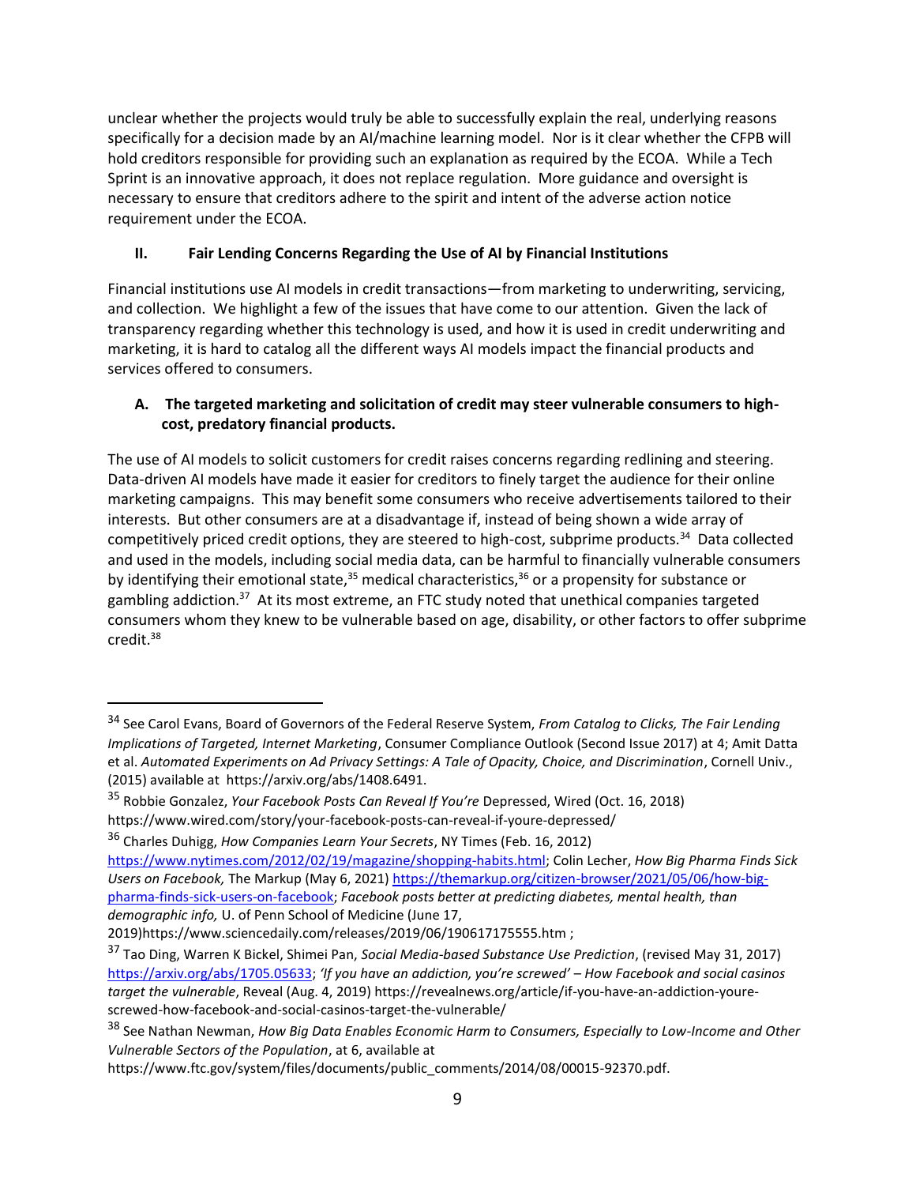unclear whether the projects would truly be able to successfully explain the real, underlying reasons specifically for a decision made by an AI/machine learning model. Nor is it clear whether the CFPB will hold creditors responsible for providing such an explanation as required by the ECOA. While a Tech Sprint is an innovative approach, it does not replace regulation. More guidance and oversight is necessary to ensure that creditors adhere to the spirit and intent of the adverse action notice requirement under the ECOA.

## II. Fair Lending Concerns Regarding the Use of AI by Financial Institutions

Financial institutions use AI models in credit transactions—from marketing to underwriting, servicing, and collection. We highlight a few of the issues that have come to our attention. Given the lack of transparency regarding whether this technology is used, and how it is used in credit underwriting and marketing, it is hard to catalog all the different ways AI models impact the financial products and services offered to consumers.

### A. The targeted marketing and solicitation of credit may steer vulnerable consumers to high-cost, predatory financial products.

The use of AI models to solicit customers for credit raises concerns regarding redlining and steering. Data-driven AI models have made it easier for creditors to finely target the audience for their online marketing campaigns. This may benefit some consumers who receive advertisements tailored to their interests. But other consumers are at a disadvantage if, instead of being shown a wide array of competitively priced credit options, they are steered to high-cost, subprime products.[34] Data collected and used in the models, including social media data, can be harmful to financially vulnerable consumers by identifying their emotional state,[35] medical characteristics,[36] or a propensity for substance or gambling addiction.[37] At its most extreme, an FTC study noted that unethical companies targeted consumers whom they knew to be vulnerable based on age, disability, or other factors to offer subprime credit.[38]

---

[34] See Carol Evans, Board of Governors of the Federal Reserve System, *From Catalog to Clicks, The Fair Lending Implications of Targeted, Internet Marketing*, Consumer Compliance Outlook (Second Issue 2017) at 4; Amit Datta et al. *Automated Experiments on Ad Privacy Settings: A Tale of Opacity, Choice, and Discrimination*, Cornell Univ., (2015) available at https://arxiv.org/abs/1408.6491.

[35] Robbie Gonzalez, *Your Facebook Posts Can Reveal If You're* Depressed, Wired (Oct. 16, 2018) https://www.wired.com/story/your-facebook-posts-can-reveal-if-youre-depressed/

[36] Charles Duhigg, *How Companies Learn Your Secrets*, NY Times (Feb. 16, 2012) https://www.nytimes.com/2012/02/19/magazine/shopping-habits.html; Colin Lecher, *How Big Pharma Finds Sick Users on Facebook,* The Markup (May 6, 2021) https://themarkup.org/citizen-browser/2021/05/06/how-big-pharma-finds-sick-users-on-facebook; *Facebook posts better at predicting diabetes, mental health, than demographic info,* U. of Penn School of Medicine (June 17, 2019)https://www.sciencedaily.com/releases/2019/06/190617175555.htm ;

[37] Tao Ding, Warren K Bickel, Shimei Pan, *Social Media-based Substance Use Prediction*, (revised May 31, 2017) https://arxiv.org/abs/1705.05633; *'If you have an addiction, you're screwed' – How Facebook and social casinos target the vulnerable*, Reveal (Aug. 4, 2019) https://revealnews.org/article/if-you-have-an-addiction-youre-screwed-how-facebook-and-social-casinos-target-the-vulnerable/

[38] See Nathan Newman, *How Big Data Enables Economic Harm to Consumers, Especially to Low-Income and Other Vulnerable Sectors of the Population*, at 6, available at https://www.ftc.gov/system/files/documents/public_comments/2014/08/00015-92370.pdf.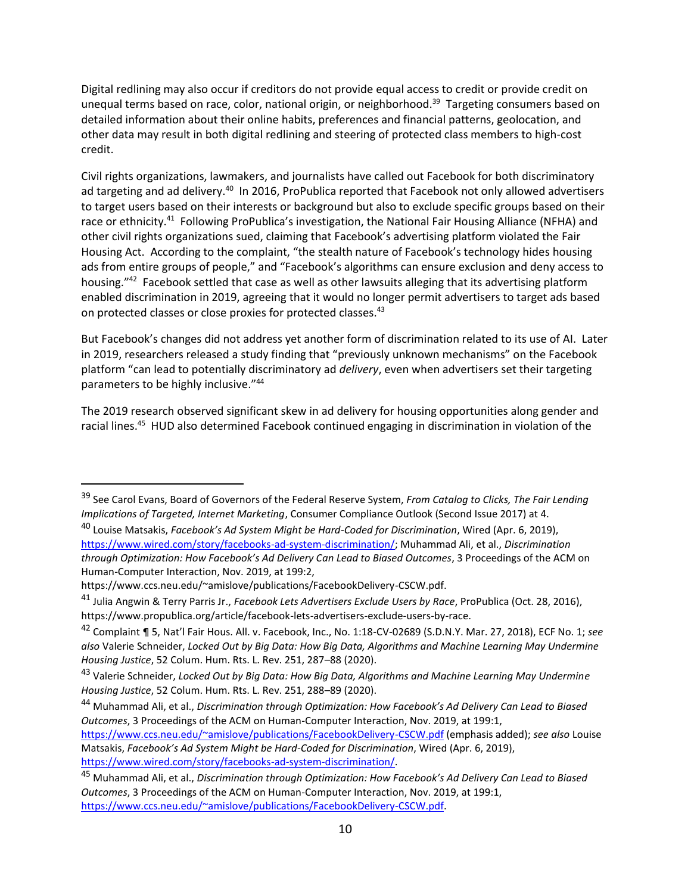Digital redlining may also occur if creditors do not provide equal access to credit or provide credit on unequal terms based on race, color, national origin, or neighborhood.[39] Targeting consumers based on detailed information about their online habits, preferences and financial patterns, geolocation, and other data may result in both digital redlining and steering of protected class members to high-cost credit.

Civil rights organizations, lawmakers, and journalists have called out Facebook for both discriminatory ad targeting and ad delivery.[40] In 2016, ProPublica reported that Facebook not only allowed advertisers to target users based on their interests or background but also to exclude specific groups based on their race or ethnicity.[41] Following ProPublica's investigation, the National Fair Housing Alliance (NFHA) and other civil rights organizations sued, claiming that Facebook's advertising platform violated the Fair Housing Act. According to the complaint, "the stealth nature of Facebook's technology hides housing ads from entire groups of people," and "Facebook's algorithms can ensure exclusion and deny access to housing."[42] Facebook settled that case as well as other lawsuits alleging that its advertising platform enabled discrimination in 2019, agreeing that it would no longer permit advertisers to target ads based on protected classes or close proxies for protected classes.[43]

But Facebook's changes did not address yet another form of discrimination related to its use of AI. Later in 2019, researchers released a study finding that "previously unknown mechanisms" on the Facebook platform "can lead to potentially discriminatory ad *delivery*, even when advertisers set their targeting parameters to be highly inclusive."[44]

The 2019 research observed significant skew in ad delivery for housing opportunities along gender and racial lines.[45] HUD also determined Facebook continued engaging in discrimination in violation of the

---

[39] See Carol Evans, Board of Governors of the Federal Reserve System, *From Catalog to Clicks, The Fair Lending Implications of Targeted, Internet Marketing*, Consumer Compliance Outlook (Second Issue 2017) at 4.

[40] Louise Matsakis, *Facebook's Ad System Might be Hard-Coded for Discrimination*, Wired (Apr. 6, 2019), https://www.wired.com/story/facebooks-ad-system-discrimination/; Muhammad Ali, et al., *Discrimination through Optimization: How Facebook's Ad Delivery Can Lead to Biased Outcomes*, 3 Proceedings of the ACM on Human-Computer Interaction, Nov. 2019, at 199:2, https://www.ccs.neu.edu/~amislove/publications/FacebookDelivery-CSCW.pdf.

[41] Julia Angwin & Terry Parris Jr., *Facebook Lets Advertisers Exclude Users by Race*, ProPublica (Oct. 28, 2016), https://www.propublica.org/article/facebook-lets-advertisers-exclude-users-by-race.

[42] Complaint ¶ 5, Nat'l Fair Hous. All. v. Facebook, Inc., No. 1:18-CV-02689 (S.D.N.Y. Mar. 27, 2018), ECF No. 1; *see also* Valerie Schneider, *Locked Out by Big Data: How Big Data, Algorithms and Machine Learning May Undermine Housing Justice*, 52 Colum. Hum. Rts. L. Rev. 251, 287–88 (2020).

[43] Valerie Schneider, *Locked Out by Big Data: How Big Data, Algorithms and Machine Learning May Undermine Housing Justice*, 52 Colum. Hum. Rts. L. Rev. 251, 288–89 (2020).

[44] Muhammad Ali, et al., *Discrimination through Optimization: How Facebook's Ad Delivery Can Lead to Biased Outcomes*, 3 Proceedings of the ACM on Human-Computer Interaction, Nov. 2019, at 199:1, https://www.ccs.neu.edu/~amislove/publications/FacebookDelivery-CSCW.pdf (emphasis added); *see also* Louise Matsakis, *Facebook's Ad System Might be Hard-Coded for Discrimination*, Wired (Apr. 6, 2019), https://www.wired.com/story/facebooks-ad-system-discrimination/.

[45] Muhammad Ali, et al., *Discrimination through Optimization: How Facebook's Ad Delivery Can Lead to Biased Outcomes*, 3 Proceedings of the ACM on Human-Computer Interaction, Nov. 2019, at 199:1, https://www.ccs.neu.edu/~amislove/publications/FacebookDelivery-CSCW.pdf.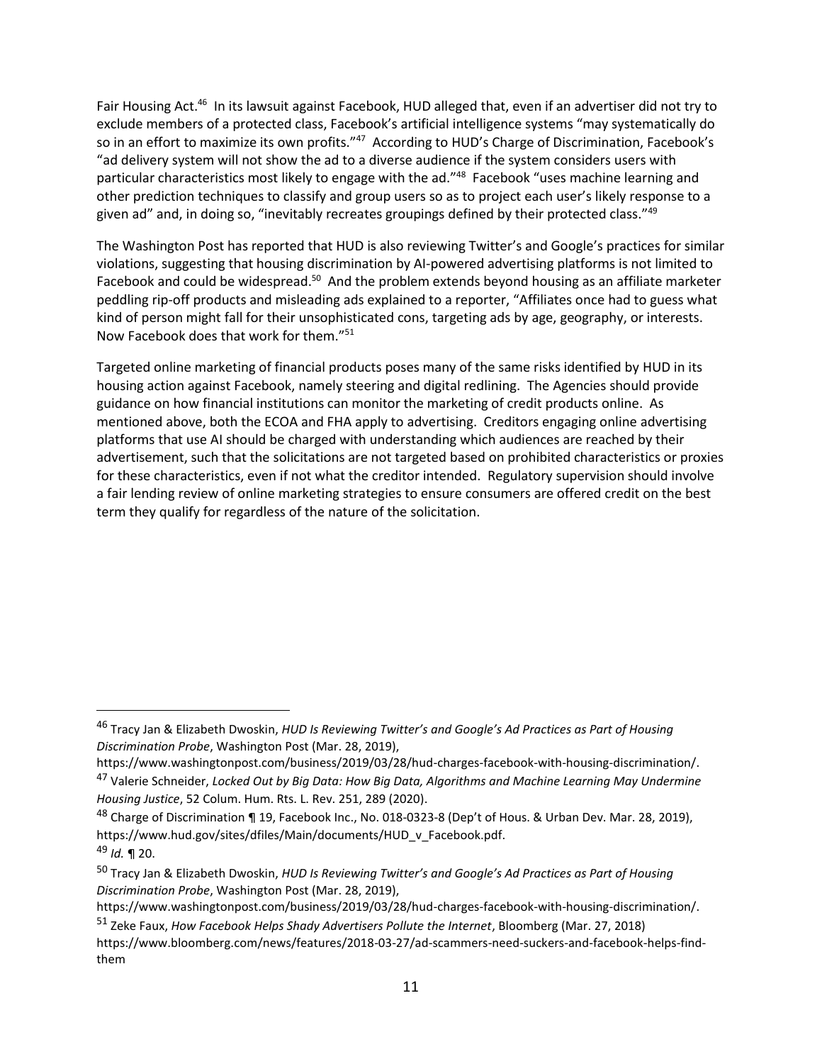Fair Housing Act.[46] In its lawsuit against Facebook, HUD alleged that, even if an advertiser did not try to exclude members of a protected class, Facebook's artificial intelligence systems "may systematically do so in an effort to maximize its own profits."[47] According to HUD's Charge of Discrimination, Facebook's "ad delivery system will not show the ad to a diverse audience if the system considers users with particular characteristics most likely to engage with the ad."[48] Facebook "uses machine learning and other prediction techniques to classify and group users so as to project each user's likely response to a given ad" and, in doing so, "inevitably recreates groupings defined by their protected class."[49]

The Washington Post has reported that HUD is also reviewing Twitter's and Google's practices for similar violations, suggesting that housing discrimination by AI-powered advertising platforms is not limited to Facebook and could be widespread.[50] And the problem extends beyond housing as an affiliate marketer peddling rip-off products and misleading ads explained to a reporter, "Affiliates once had to guess what kind of person might fall for their unsophisticated cons, targeting ads by age, geography, or interests. Now Facebook does that work for them."[51]

Targeted online marketing of financial products poses many of the same risks identified by HUD in its housing action against Facebook, namely steering and digital redlining. The Agencies should provide guidance on how financial institutions can monitor the marketing of credit products online. As mentioned above, both the ECOA and FHA apply to advertising. Creditors engaging online advertising platforms that use AI should be charged with understanding which audiences are reached by their advertisement, such that the solicitations are not targeted based on prohibited characteristics or proxies for these characteristics, even if not what the creditor intended. Regulatory supervision should involve a fair lending review of online marketing strategies to ensure consumers are offered credit on the best term they qualify for regardless of the nature of the solicitation.

---

[46] Tracy Jan & Elizabeth Dwoskin, *HUD Is Reviewing Twitter's and Google's Ad Practices as Part of Housing Discrimination Probe*, Washington Post (Mar. 28, 2019), https://www.washingtonpost.com/business/2019/03/28/hud-charges-facebook-with-housing-discrimination/.

[47] Valerie Schneider, *Locked Out by Big Data: How Big Data, Algorithms and Machine Learning May Undermine Housing Justice*, 52 Colum. Hum. Rts. L. Rev. 251, 289 (2020).

[48] Charge of Discrimination ¶ 19, Facebook Inc., No. 018-0323-8 (Dep't of Hous. & Urban Dev. Mar. 28, 2019), https://www.hud.gov/sites/dfiles/Main/documents/HUD_v_Facebook.pdf.

[49] *Id.* ¶ 20.

[50] Tracy Jan & Elizabeth Dwoskin, *HUD Is Reviewing Twitter's and Google's Ad Practices as Part of Housing Discrimination Probe*, Washington Post (Mar. 28, 2019), https://www.washingtonpost.com/business/2019/03/28/hud-charges-facebook-with-housing-discrimination/.

[51] Zeke Faux, *How Facebook Helps Shady Advertisers Pollute the Internet*, Bloomberg (Mar. 27, 2018) https://www.bloomberg.com/news/features/2018-03-27/ad-scammers-need-suckers-and-facebook-helps-find-them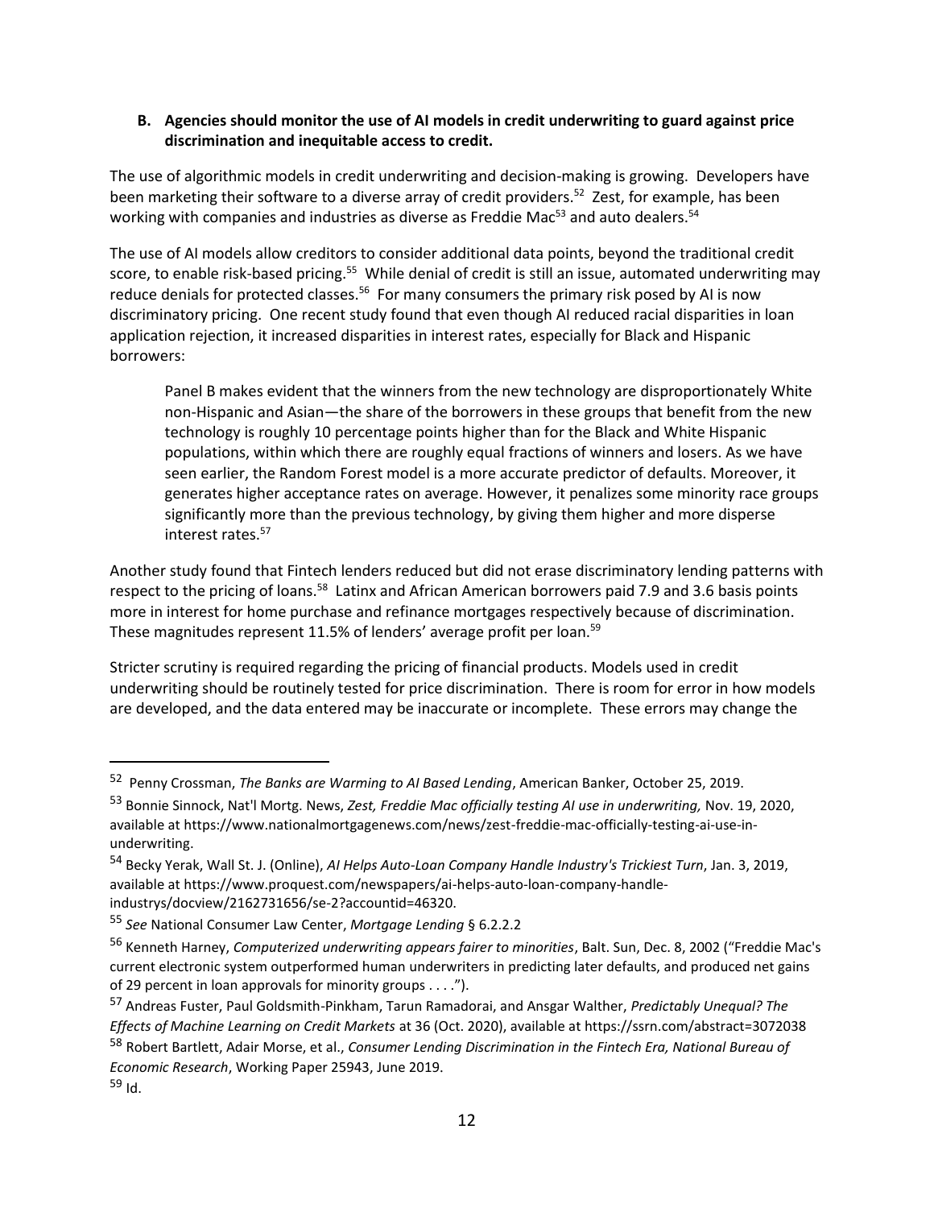### B. Agencies should monitor the use of AI models in credit underwriting to guard against price discrimination and inequitable access to credit.

The use of algorithmic models in credit underwriting and decision-making is growing. Developers have been marketing their software to a diverse array of credit providers.[52] Zest, for example, has been working with companies and industries as diverse as Freddie Mac[53] and auto dealers.[54]

The use of AI models allow creditors to consider additional data points, beyond the traditional credit score, to enable risk-based pricing.[55] While denial of credit is still an issue, automated underwriting may reduce denials for protected classes.[56] For many consumers the primary risk posed by AI is now discriminatory pricing. One recent study found that even though AI reduced racial disparities in loan application rejection, it increased disparities in interest rates, especially for Black and Hispanic borrowers:

> Panel B makes evident that the winners from the new technology are disproportionately White non-Hispanic and Asian—the share of the borrowers in these groups that benefit from the new technology is roughly 10 percentage points higher than for the Black and White Hispanic populations, within which there are roughly equal fractions of winners and losers. As we have seen earlier, the Random Forest model is a more accurate predictor of defaults. Moreover, it generates higher acceptance rates on average. However, it penalizes some minority race groups significantly more than the previous technology, by giving them higher and more disperse interest rates.[57]

Another study found that Fintech lenders reduced but did not erase discriminatory lending patterns with respect to the pricing of loans.[58] Latinx and African American borrowers paid 7.9 and 3.6 basis points more in interest for home purchase and refinance mortgages respectively because of discrimination. These magnitudes represent 11.5% of lenders' average profit per loan.[59]

Stricter scrutiny is required regarding the pricing of financial products. Models used in credit underwriting should be routinely tested for price discrimination. There is room for error in how models are developed, and the data entered may be inaccurate or incomplete. These errors may change the

---

[52] Penny Crossman, *The Banks are Warming to AI Based Lending*, American Banker, October 25, 2019.

[53] Bonnie Sinnock, Nat'l Mortg. News, *Zest, Freddie Mac officially testing AI use in underwriting,* Nov. 19, 2020, available at https://www.nationalmortgagenews.com/news/zest-freddie-mac-officially-testing-ai-use-in-underwriting.

[54] Becky Yerak, Wall St. J. (Online), *AI Helps Auto-Loan Company Handle Industry's Trickiest Turn*, Jan. 3, 2019, available at https://www.proquest.com/newspapers/ai-helps-auto-loan-company-handle-industrys/docview/2162731656/se-2?accountid=46320.

[55] *See* National Consumer Law Center, *Mortgage Lending* § 6.2.2.2

[56] Kenneth Harney, *Computerized underwriting appears fairer to minorities*, Balt. Sun, Dec. 8, 2002 ("Freddie Mac's current electronic system outperformed human underwriters in predicting later defaults, and produced net gains of 29 percent in loan approvals for minority groups . . . .").

[57] Andreas Fuster, Paul Goldsmith-Pinkham, Tarun Ramadorai, and Ansgar Walther, *Predictably Unequal? The Effects of Machine Learning on Credit Markets* at 36 (Oct. 2020), available at https://ssrn.com/abstract=3072038

[58] Robert Bartlett, Adair Morse, et al., *Consumer Lending Discrimination in the Fintech Era, National Bureau of Economic Research*, Working Paper 25943, June 2019.

[59] Id.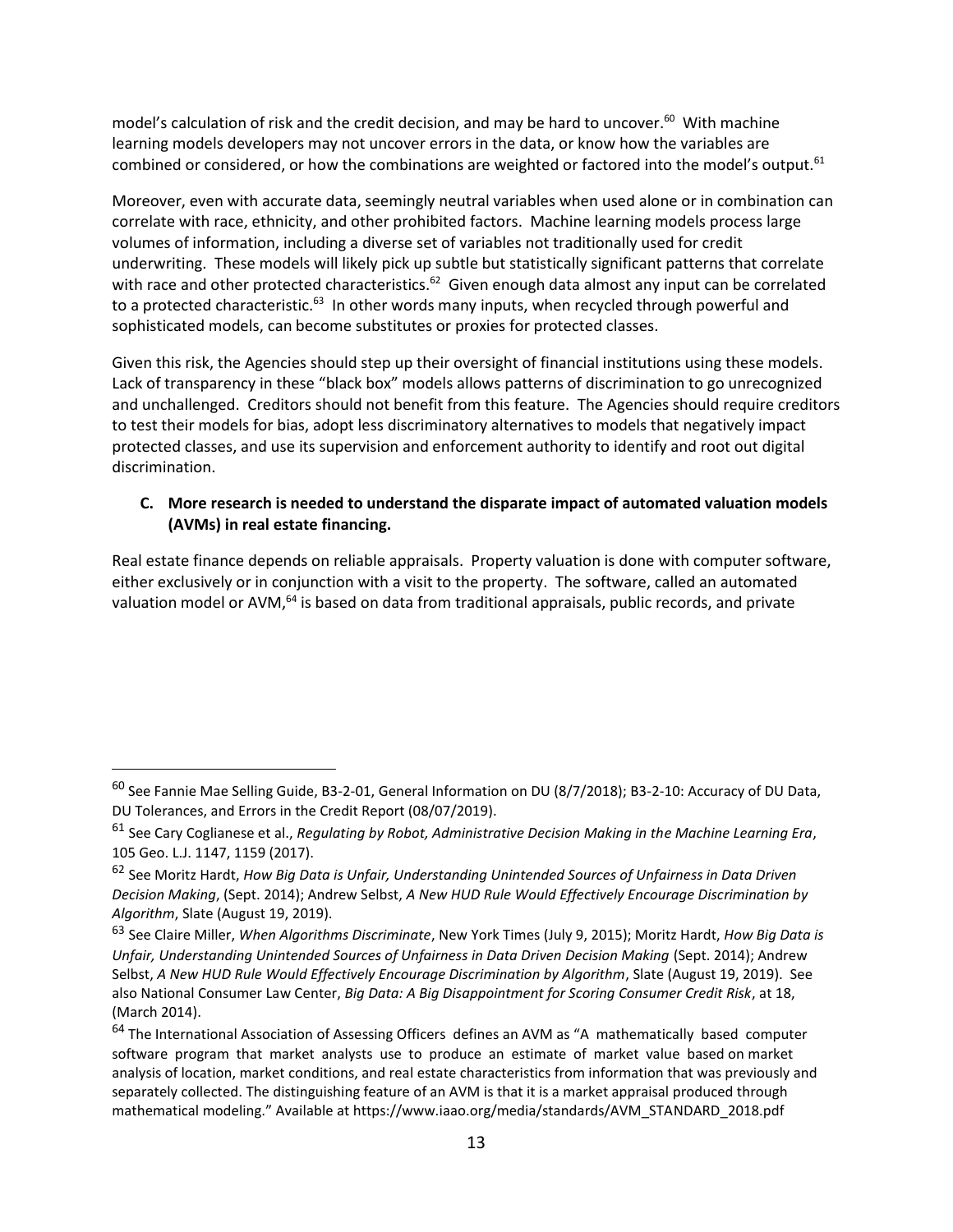model's calculation of risk and the credit decision, and may be hard to uncover.[60] With machine learning models developers may not uncover errors in the data, or know how the variables are combined or considered, or how the combinations are weighted or factored into the model's output.[61]

Moreover, even with accurate data, seemingly neutral variables when used alone or in combination can correlate with race, ethnicity, and other prohibited factors. Machine learning models process large volumes of information, including a diverse set of variables not traditionally used for credit underwriting. These models will likely pick up subtle but statistically significant patterns that correlate with race and other protected characteristics.[62] Given enough data almost any input can be correlated to a protected characteristic.[63] In other words many inputs, when recycled through powerful and sophisticated models, can become substitutes or proxies for protected classes.

Given this risk, the Agencies should step up their oversight of financial institutions using these models. Lack of transparency in these "black box" models allows patterns of discrimination to go unrecognized and unchallenged. Creditors should not benefit from this feature. The Agencies should require creditors to test their models for bias, adopt less discriminatory alternatives to models that negatively impact protected classes, and use its supervision and enforcement authority to identify and root out digital discrimination.

**C. More research is needed to understand the disparate impact of automated valuation models (AVMs) in real estate financing.**

Real estate finance depends on reliable appraisals. Property valuation is done with computer software, either exclusively or in conjunction with a visit to the property. The software, called an automated valuation model or AVM,[64] is based on data from traditional appraisals, public records, and private

---

[60] See Fannie Mae Selling Guide, B3-2-01, General Information on DU (8/7/2018); B3-2-10: Accuracy of DU Data, DU Tolerances, and Errors in the Credit Report (08/07/2019).

[61] See Cary Coglianese et al., *Regulating by Robot, Administrative Decision Making in the Machine Learning Era*, 105 Geo. L.J. 1147, 1159 (2017).

[62] See Moritz Hardt, *How Big Data is Unfair, Understanding Unintended Sources of Unfairness in Data Driven Decision Making*, (Sept. 2014); Andrew Selbst, *A New HUD Rule Would Effectively Encourage Discrimination by Algorithm*, Slate (August 19, 2019).

[63] See Claire Miller, *When Algorithms Discriminate*, New York Times (July 9, 2015); Moritz Hardt, *How Big Data is Unfair, Understanding Unintended Sources of Unfairness in Data Driven Decision Making* (Sept. 2014); Andrew Selbst, *A New HUD Rule Would Effectively Encourage Discrimination by Algorithm*, Slate (August 19, 2019). See also National Consumer Law Center, *Big Data: A Big Disappointment for Scoring Consumer Credit Risk*, at 18, (March 2014).

[64] The International Association of Assessing Officers defines an AVM as "A mathematically based computer software program that market analysts use to produce an estimate of market value based on market analysis of location, market conditions, and real estate characteristics from information that was previously and separately collected. The distinguishing feature of an AVM is that it is a market appraisal produced through mathematical modeling." Available at https://www.iaao.org/media/standards/AVM_STANDARD_2018.pdf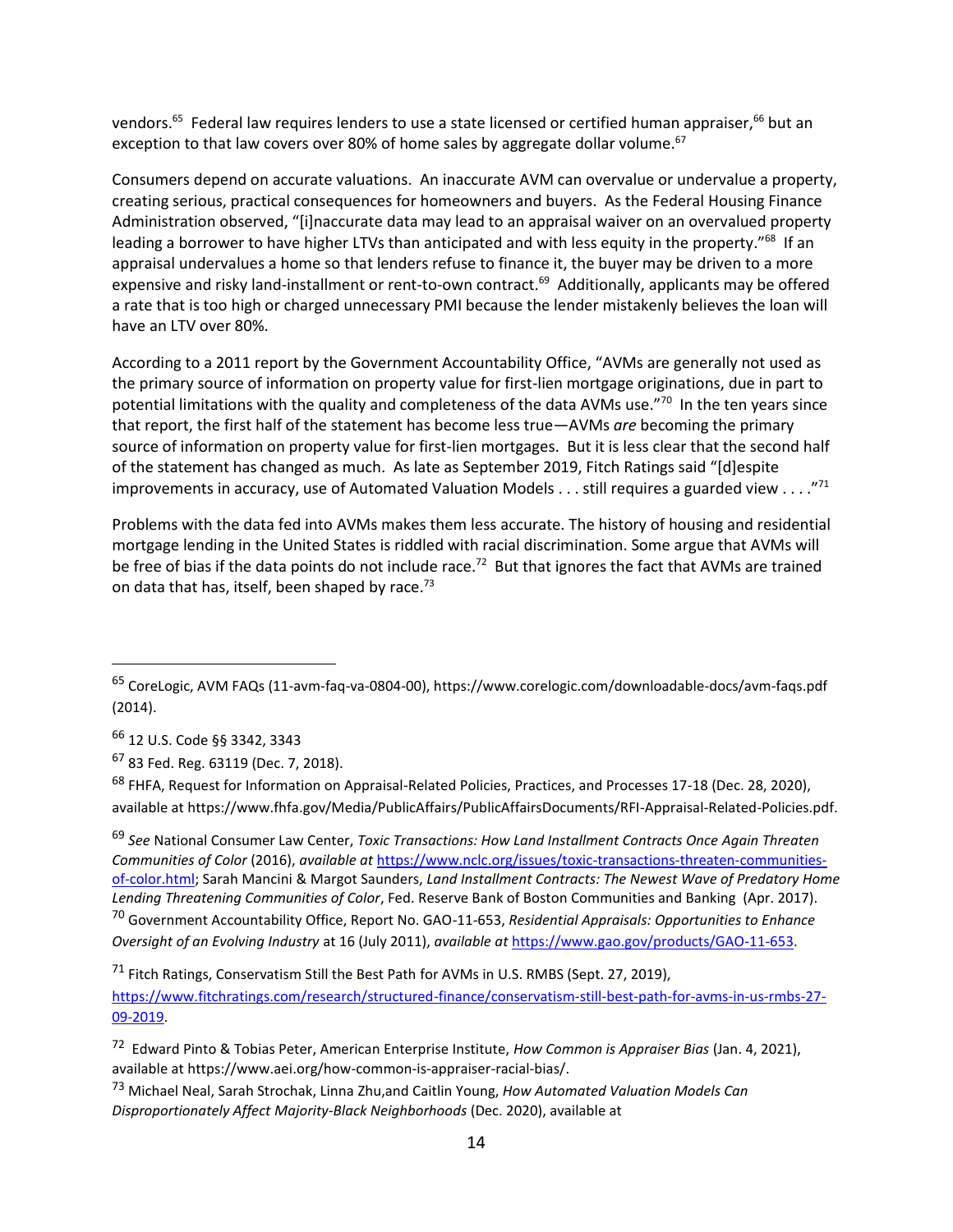vendors.[65] Federal law requires lenders to use a state licensed or certified human appraiser,[66] but an exception to that law covers over 80% of home sales by aggregate dollar volume.[67]

Consumers depend on accurate valuations. An inaccurate AVM can overvalue or undervalue a property, creating serious, practical consequences for homeowners and buyers. As the Federal Housing Finance Administration observed, "[i]naccurate data may lead to an appraisal waiver on an overvalued property leading a borrower to have higher LTVs than anticipated and with less equity in the property."[68] If an appraisal undervalues a home so that lenders refuse to finance it, the buyer may be driven to a more expensive and risky land-installment or rent-to-own contract.[69] Additionally, applicants may be offered a rate that is too high or charged unnecessary PMI because the lender mistakenly believes the loan will have an LTV over 80%.

According to a 2011 report by the Government Accountability Office, "AVMs are generally not used as the primary source of information on property value for first-lien mortgage originations, due in part to potential limitations with the quality and completeness of the data AVMs use."[70] In the ten years since that report, the first half of the statement has become less true—AVMs *are* becoming the primary source of information on property value for first-lien mortgages. But it is less clear that the second half of the statement has changed as much. As late as September 2019, Fitch Ratings said "[d]espite improvements in accuracy, use of Automated Valuation Models . . . still requires a guarded view . . . ."[71]

Problems with the data fed into AVMs makes them less accurate. The history of housing and residential mortgage lending in the United States is riddled with racial discrimination. Some argue that AVMs will be free of bias if the data points do not include race.[72] But that ignores the fact that AVMs are trained on data that has, itself, been shaped by race.[73]

---

[65] CoreLogic, AVM FAQs (11-avm-faq-va-0804-00), https://www.corelogic.com/downloadable-docs/avm-faqs.pdf (2014).

[66] 12 U.S. Code §§ 3342, 3343

[67] 83 Fed. Reg. 63119 (Dec. 7, 2018).

[68] FHFA, Request for Information on Appraisal-Related Policies, Practices, and Processes 17-18 (Dec. 28, 2020), available at https://www.fhfa.gov/Media/PublicAffairs/PublicAffairsDocuments/RFI-Appraisal-Related-Policies.pdf.

[69] *See* National Consumer Law Center, *Toxic Transactions: How Land Installment Contracts Once Again Threaten Communities of Color* (2016), *available at* https://www.nclc.org/issues/toxic-transactions-threaten-communities-of-color.html; Sarah Mancini & Margot Saunders, *Land Installment Contracts: The Newest Wave of Predatory Home Lending Threatening Communities of Color*, Fed. Reserve Bank of Boston Communities and Banking (Apr. 2017).

[70] Government Accountability Office, Report No. GAO-11-653, *Residential Appraisals: Opportunities to Enhance Oversight of an Evolving Industry* at 16 (July 2011), *available at* https://www.gao.gov/products/GAO-11-653.

[71] Fitch Ratings, Conservatism Still the Best Path for AVMs in U.S. RMBS (Sept. 27, 2019), https://www.fitchratings.com/research/structured-finance/conservatism-still-best-path-for-avms-in-us-rmbs-27-09-2019.

[72] Edward Pinto & Tobias Peter, American Enterprise Institute, *How Common is Appraiser Bias* (Jan. 4, 2021), available at https://www.aei.org/how-common-is-appraiser-racial-bias/.

[73] Michael Neal, Sarah Strochak, Linna Zhu,and Caitlin Young, *How Automated Valuation Models Can Disproportionately Affect Majority-Black Neighborhoods* (Dec. 2020), available at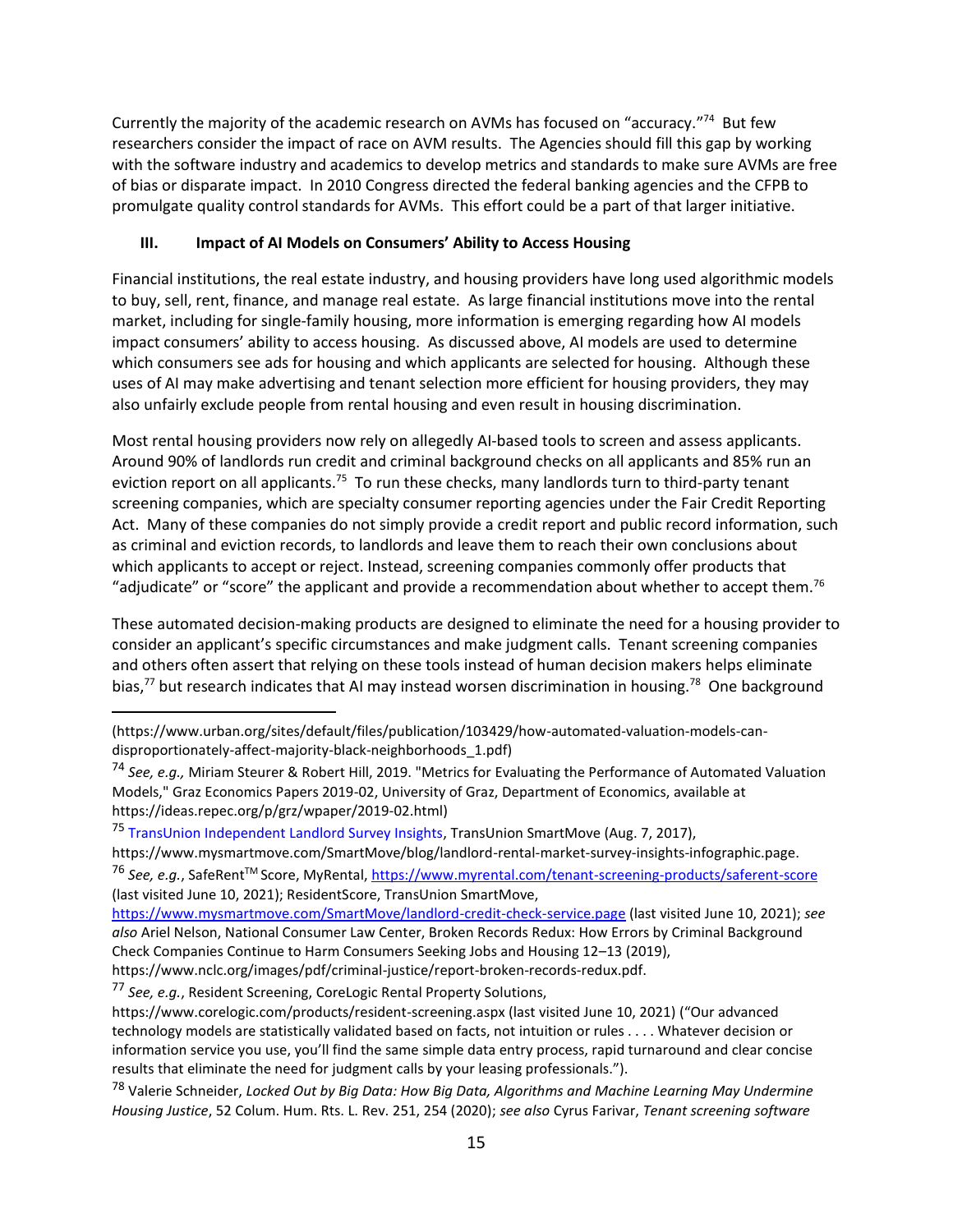Currently the majority of the academic research on AVMs has focused on "accuracy."[74] But few researchers consider the impact of race on AVM results. The Agencies should fill this gap by working with the software industry and academics to develop metrics and standards to make sure AVMs are free of bias or disparate impact. In 2010 Congress directed the federal banking agencies and the CFPB to promulgate quality control standards for AVMs. This effort could be a part of that larger initiative.

### III. Impact of AI Models on Consumers' Ability to Access Housing

Financial institutions, the real estate industry, and housing providers have long used algorithmic models to buy, sell, rent, finance, and manage real estate. As large financial institutions move into the rental market, including for single-family housing, more information is emerging regarding how AI models impact consumers' ability to access housing. As discussed above, AI models are used to determine which consumers see ads for housing and which applicants are selected for housing. Although these uses of AI may make advertising and tenant selection more efficient for housing providers, they may also unfairly exclude people from rental housing and even result in housing discrimination.

Most rental housing providers now rely on allegedly AI-based tools to screen and assess applicants. Around 90% of landlords run credit and criminal background checks on all applicants and 85% run an eviction report on all applicants.[75] To run these checks, many landlords turn to third-party tenant screening companies, which are specialty consumer reporting agencies under the Fair Credit Reporting Act. Many of these companies do not simply provide a credit report and public record information, such as criminal and eviction records, to landlords and leave them to reach their own conclusions about which applicants to accept or reject. Instead, screening companies commonly offer products that "adjudicate" or "score" the applicant and provide a recommendation about whether to accept them.[76]

These automated decision-making products are designed to eliminate the need for a housing provider to consider an applicant's specific circumstances and make judgment calls. Tenant screening companies and others often assert that relying on these tools instead of human decision makers helps eliminate bias,[77] but research indicates that AI may instead worsen discrimination in housing.[78] One background

---

(https://www.urban.org/sites/default/files/publication/103429/how-automated-valuation-models-can-disproportionately-affect-majority-black-neighborhoods_1.pdf)

[74] *See, e.g.,* Miriam Steurer & Robert Hill, 2019. "Metrics for Evaluating the Performance of Automated Valuation Models," Graz Economics Papers 2019-02, University of Graz, Department of Economics, available at https://ideas.repec.org/p/grz/wpaper/2019-02.html)

[75] TransUnion Independent Landlord Survey Insights, TransUnion SmartMove (Aug. 7, 2017), https://www.mysmartmove.com/SmartMove/blog/landlord-rental-market-survey-insights-infographic.page.

[76] *See, e.g.*, SafeRent™ Score, MyRental, https://www.myrental.com/tenant-screening-products/saferent-score (last visited June 10, 2021); ResidentScore, TransUnion SmartMove, https://www.mysmartmove.com/SmartMove/landlord-credit-check-service.page (last visited June 10, 2021); *see also* Ariel Nelson, National Consumer Law Center, Broken Records Redux: How Errors by Criminal Background Check Companies Continue to Harm Consumers Seeking Jobs and Housing 12–13 (2019), https://www.nclc.org/images/pdf/criminal-justice/report-broken-records-redux.pdf.

[77] *See, e.g.*, Resident Screening, CoreLogic Rental Property Solutions, https://www.corelogic.com/products/resident-screening.aspx (last visited June 10, 2021) ("Our advanced technology models are statistically validated based on facts, not intuition or rules . . . . Whatever decision or information service you use, you'll find the same simple data entry process, rapid turnaround and clear concise results that eliminate the need for judgment calls by your leasing professionals.").

[78] Valerie Schneider, *Locked Out by Big Data: How Big Data, Algorithms and Machine Learning May Undermine Housing Justice*, 52 Colum. Hum. Rts. L. Rev. 251, 254 (2020); *see also* Cyrus Farivar, *Tenant screening software*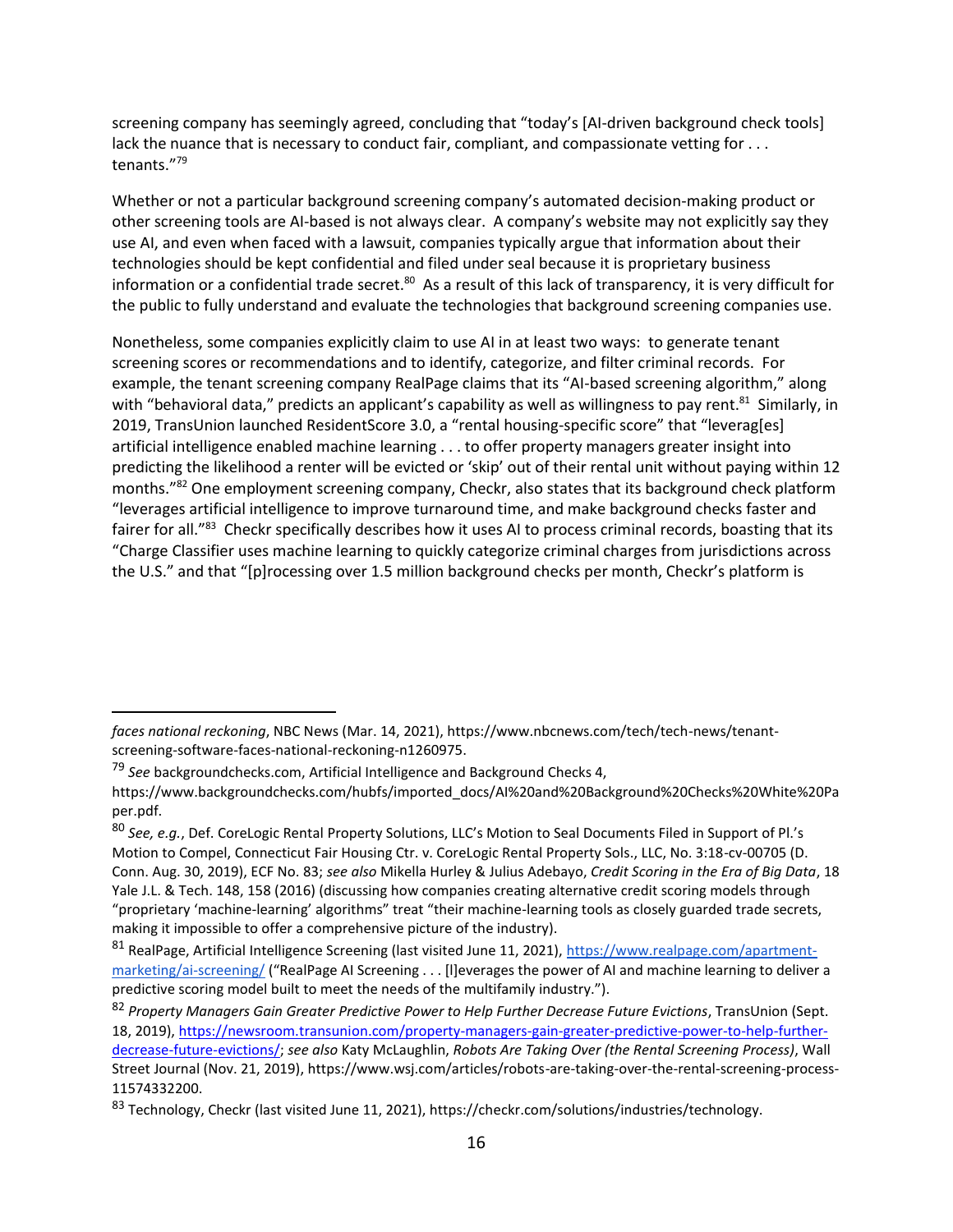screening company has seemingly agreed, concluding that "today's [AI-driven background check tools] lack the nuance that is necessary to conduct fair, compliant, and compassionate vetting for . . . tenants."[79]

Whether or not a particular background screening company's automated decision-making product or other screening tools are AI-based is not always clear. A company's website may not explicitly say they use AI, and even when faced with a lawsuit, companies typically argue that information about their technologies should be kept confidential and filed under seal because it is proprietary business information or a confidential trade secret.[80] As a result of this lack of transparency, it is very difficult for the public to fully understand and evaluate the technologies that background screening companies use.

Nonetheless, some companies explicitly claim to use AI in at least two ways: to generate tenant screening scores or recommendations and to identify, categorize, and filter criminal records. For example, the tenant screening company RealPage claims that its "AI-based screening algorithm," along with "behavioral data," predicts an applicant's capability as well as willingness to pay rent.[81] Similarly, in 2019, TransUnion launched ResidentScore 3.0, a "rental housing-specific score" that "leverag[es] artificial intelligence enabled machine learning . . . to offer property managers greater insight into predicting the likelihood a renter will be evicted or 'skip' out of their rental unit without paying within 12 months."[82] One employment screening company, Checkr, also states that its background check platform "leverages artificial intelligence to improve turnaround time, and make background checks faster and fairer for all."[83] Checkr specifically describes how it uses AI to process criminal records, boasting that its "Charge Classifier uses machine learning to quickly categorize criminal charges from jurisdictions across the U.S." and that "[p]rocessing over 1.5 million background checks per month, Checkr's platform is

---

*faces national reckoning*, NBC News (Mar. 14, 2021), https://www.nbcnews.com/tech/tech-news/tenant-screening-software-faces-national-reckoning-n1260975.

[79] *See* backgroundchecks.com, Artificial Intelligence and Background Checks 4, https://www.backgroundchecks.com/hubfs/imported_docs/AI%20and%20Background%20Checks%20White%20Paper.pdf.

[80] *See, e.g.*, Def. CoreLogic Rental Property Solutions, LLC's Motion to Seal Documents Filed in Support of Pl.'s Motion to Compel, Connecticut Fair Housing Ctr. v. CoreLogic Rental Property Sols., LLC, No. 3:18-cv-00705 (D. Conn. Aug. 30, 2019), ECF No. 83; *see also* Mikella Hurley & Julius Adebayo, *Credit Scoring in the Era of Big Data*, 18 Yale J.L. & Tech. 148, 158 (2016) (discussing how companies creating alternative credit scoring models through "proprietary 'machine-learning' algorithms" treat "their machine-learning tools as closely guarded trade secrets, making it impossible to offer a comprehensive picture of the industry).

[81] RealPage, Artificial Intelligence Screening (last visited June 11, 2021), https://www.realpage.com/apartment-marketing/ai-screening/ ("RealPage AI Screening . . . [l]everages the power of AI and machine learning to deliver a predictive scoring model built to meet the needs of the multifamily industry.").

[82] *Property Managers Gain Greater Predictive Power to Help Further Decrease Future Evictions*, TransUnion (Sept. 18, 2019), https://newsroom.transunion.com/property-managers-gain-greater-predictive-power-to-help-further-decrease-future-evictions/; *see also* Katy McLaughlin, *Robots Are Taking Over (the Rental Screening Process)*, Wall Street Journal (Nov. 21, 2019), https://www.wsj.com/articles/robots-are-taking-over-the-rental-screening-process-11574332200.

[83] Technology, Checkr (last visited June 11, 2021), https://checkr.com/solutions/industries/technology.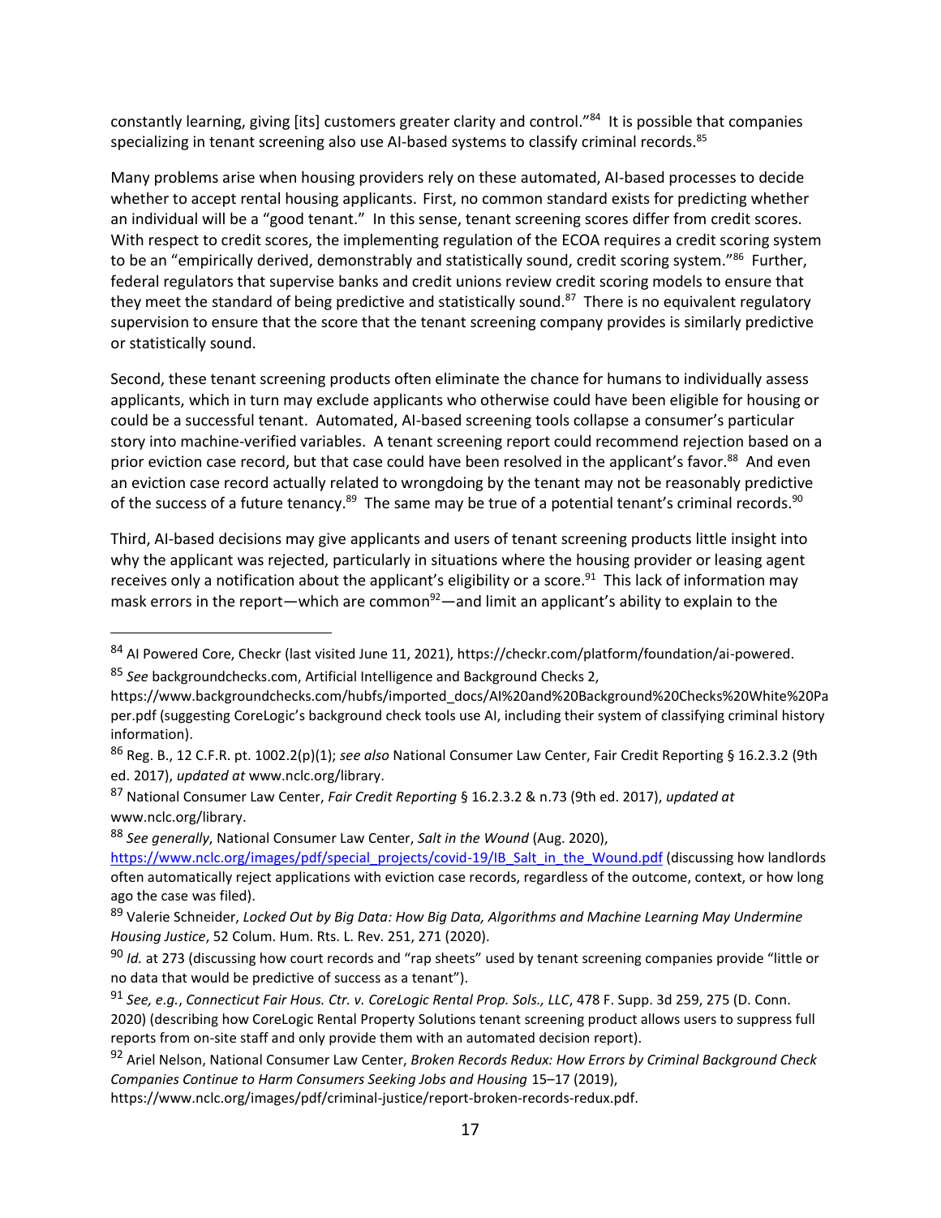constantly learning, giving [its] customers greater clarity and control."[84] It is possible that companies specializing in tenant screening also use AI-based systems to classify criminal records.[85]

Many problems arise when housing providers rely on these automated, AI-based processes to decide whether to accept rental housing applicants. First, no common standard exists for predicting whether an individual will be a "good tenant." In this sense, tenant screening scores differ from credit scores. With respect to credit scores, the implementing regulation of the ECOA requires a credit scoring system to be an "empirically derived, demonstrably and statistically sound, credit scoring system."[86] Further, federal regulators that supervise banks and credit unions review credit scoring models to ensure that they meet the standard of being predictive and statistically sound.[87] There is no equivalent regulatory supervision to ensure that the score that the tenant screening company provides is similarly predictive or statistically sound.

Second, these tenant screening products often eliminate the chance for humans to individually assess applicants, which in turn may exclude applicants who otherwise could have been eligible for housing or could be a successful tenant. Automated, AI-based screening tools collapse a consumer's particular story into machine-verified variables. A tenant screening report could recommend rejection based on a prior eviction case record, but that case could have been resolved in the applicant's favor.[88] And even an eviction case record actually related to wrongdoing by the tenant may not be reasonably predictive of the success of a future tenancy.[89] The same may be true of a potential tenant's criminal records.[90]

Third, AI-based decisions may give applicants and users of tenant screening products little insight into why the applicant was rejected, particularly in situations where the housing provider or leasing agent receives only a notification about the applicant's eligibility or a score.[91] This lack of information may mask errors in the report—which are common[92]—and limit an applicant's ability to explain to the

---

[84] AI Powered Core, Checkr (last visited June 11, 2021), https://checkr.com/platform/foundation/ai-powered.

[85] *See* backgroundchecks.com, Artificial Intelligence and Background Checks 2, https://www.backgroundchecks.com/hubfs/imported_docs/AI%20and%20Background%20Checks%20White%20Paper.pdf (suggesting CoreLogic's background check tools use AI, including their system of classifying criminal history information).

[86] Reg. B., 12 C.F.R. pt. 1002.2(p)(1); *see also* National Consumer Law Center, Fair Credit Reporting § 16.2.3.2 (9th ed. 2017), *updated at* www.nclc.org/library.

[87] National Consumer Law Center, *Fair Credit Reporting* § 16.2.3.2 & n.73 (9th ed. 2017), *updated at* www.nclc.org/library.

[88] *See generally*, National Consumer Law Center, *Salt in the Wound* (Aug. 2020), https://www.nclc.org/images/pdf/special_projects/covid-19/IB_Salt_in_the_Wound.pdf (discussing how landlords often automatically reject applications with eviction case records, regardless of the outcome, context, or how long ago the case was filed).

[89] Valerie Schneider, *Locked Out by Big Data: How Big Data, Algorithms and Machine Learning May Undermine Housing Justice*, 52 Colum. Hum. Rts. L. Rev. 251, 271 (2020).

[90] *Id.* at 273 (discussing how court records and "rap sheets" used by tenant screening companies provide "little or no data that would be predictive of success as a tenant").

[91] *See, e.g.*, *Connecticut Fair Hous. Ctr. v. CoreLogic Rental Prop. Sols., LLC*, 478 F. Supp. 3d 259, 275 (D. Conn. 2020) (describing how CoreLogic Rental Property Solutions tenant screening product allows users to suppress full reports from on-site staff and only provide them with an automated decision report).

[92] Ariel Nelson, National Consumer Law Center, *Broken Records Redux: How Errors by Criminal Background Check Companies Continue to Harm Consumers Seeking Jobs and Housing* 15–17 (2019), https://www.nclc.org/images/pdf/criminal-justice/report-broken-records-redux.pdf.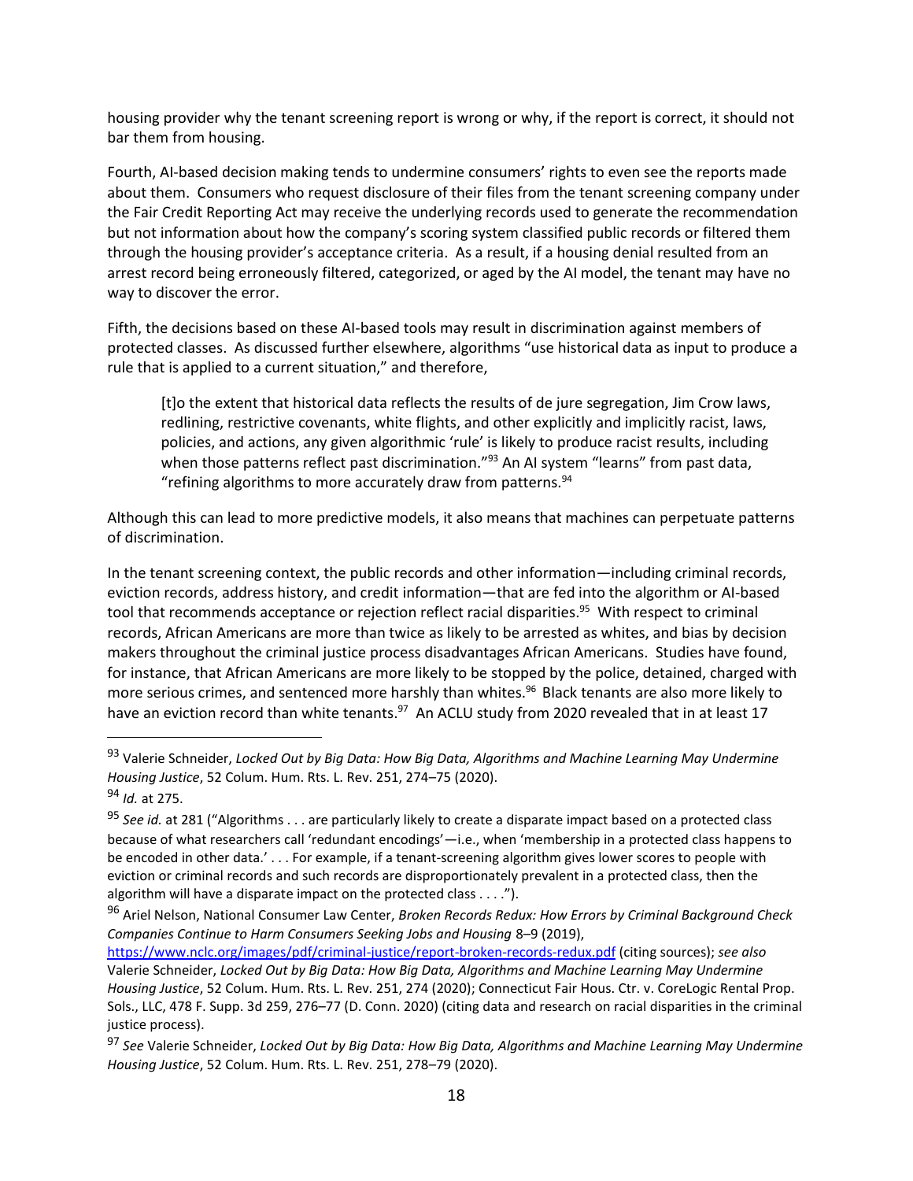housing provider why the tenant screening report is wrong or why, if the report is correct, it should not bar them from housing.

Fourth, AI-based decision making tends to undermine consumers' rights to even see the reports made about them. Consumers who request disclosure of their files from the tenant screening company under the Fair Credit Reporting Act may receive the underlying records used to generate the recommendation but not information about how the company's scoring system classified public records or filtered them through the housing provider's acceptance criteria. As a result, if a housing denial resulted from an arrest record being erroneously filtered, categorized, or aged by the AI model, the tenant may have no way to discover the error.

Fifth, the decisions based on these AI-based tools may result in discrimination against members of protected classes. As discussed further elsewhere, algorithms "use historical data as input to produce a rule that is applied to a current situation," and therefore,

> [t]o the extent that historical data reflects the results of de jure segregation, Jim Crow laws, redlining, restrictive covenants, white flights, and other explicitly and implicitly racist, laws, policies, and actions, any given algorithmic 'rule' is likely to produce racist results, including when those patterns reflect past discrimination."[93] An AI system "learns" from past data, "refining algorithms to more accurately draw from patterns.[94]

Although this can lead to more predictive models, it also means that machines can perpetuate patterns of discrimination.

In the tenant screening context, the public records and other information—including criminal records, eviction records, address history, and credit information—that are fed into the algorithm or AI-based tool that recommends acceptance or rejection reflect racial disparities.[95] With respect to criminal records, African Americans are more than twice as likely to be arrested as whites, and bias by decision makers throughout the criminal justice process disadvantages African Americans. Studies have found, for instance, that African Americans are more likely to be stopped by the police, detained, charged with more serious crimes, and sentenced more harshly than whites.[96] Black tenants are also more likely to have an eviction record than white tenants.[97] An ACLU study from 2020 revealed that in at least 17

---

[93] Valerie Schneider, *Locked Out by Big Data: How Big Data, Algorithms and Machine Learning May Undermine Housing Justice*, 52 Colum. Hum. Rts. L. Rev. 251, 274–75 (2020).

[94] *Id.* at 275.

[95] *See id.* at 281 ("Algorithms . . . are particularly likely to create a disparate impact based on a protected class because of what researchers call 'redundant encodings'—i.e., when 'membership in a protected class happens to be encoded in other data.' . . . For example, if a tenant-screening algorithm gives lower scores to people with eviction or criminal records and such records are disproportionately prevalent in a protected class, then the algorithm will have a disparate impact on the protected class . . . .").

[96] Ariel Nelson, National Consumer Law Center, *Broken Records Redux: How Errors by Criminal Background Check Companies Continue to Harm Consumers Seeking Jobs and Housing* 8–9 (2019), https://www.nclc.org/images/pdf/criminal-justice/report-broken-records-redux.pdf (citing sources); *see also* Valerie Schneider, *Locked Out by Big Data: How Big Data, Algorithms and Machine Learning May Undermine Housing Justice*, 52 Colum. Hum. Rts. L. Rev. 251, 274 (2020); Connecticut Fair Hous. Ctr. v. CoreLogic Rental Prop. Sols., LLC, 478 F. Supp. 3d 259, 276–77 (D. Conn. 2020) (citing data and research on racial disparities in the criminal justice process).

[97] *See* Valerie Schneider, *Locked Out by Big Data: How Big Data, Algorithms and Machine Learning May Undermine Housing Justice*, 52 Colum. Hum. Rts. L. Rev. 251, 278–79 (2020).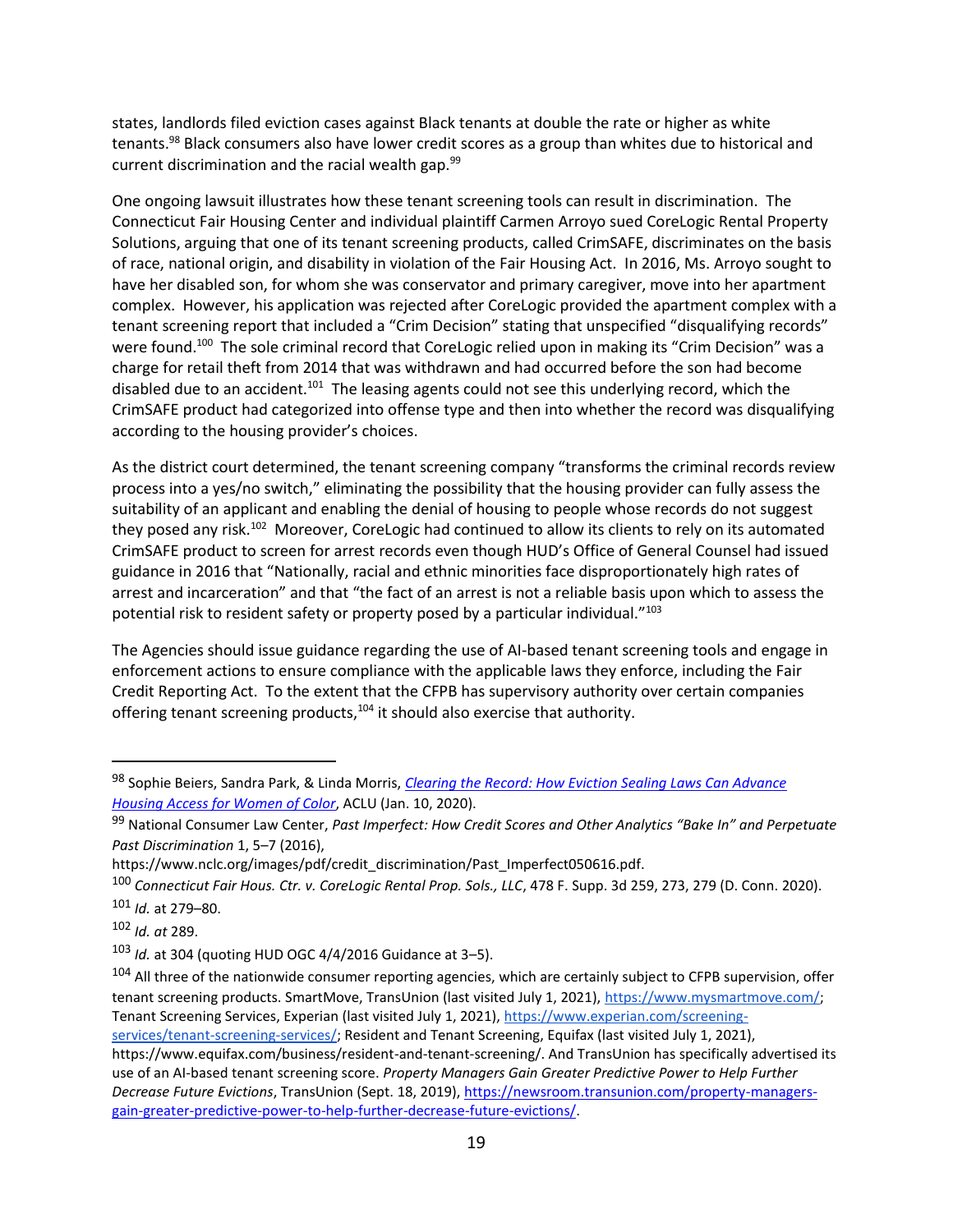states, landlords filed eviction cases against Black tenants at double the rate or higher as white tenants.[98] Black consumers also have lower credit scores as a group than whites due to historical and current discrimination and the racial wealth gap.[99]

One ongoing lawsuit illustrates how these tenant screening tools can result in discrimination. The Connecticut Fair Housing Center and individual plaintiff Carmen Arroyo sued CoreLogic Rental Property Solutions, arguing that one of its tenant screening products, called CrimSAFE, discriminates on the basis of race, national origin, and disability in violation of the Fair Housing Act. In 2016, Ms. Arroyo sought to have her disabled son, for whom she was conservator and primary caregiver, move into her apartment complex. However, his application was rejected after CoreLogic provided the apartment complex with a tenant screening report that included a "Crim Decision" stating that unspecified "disqualifying records" were found.[100] The sole criminal record that CoreLogic relied upon in making its "Crim Decision" was a charge for retail theft from 2014 that was withdrawn and had occurred before the son had become disabled due to an accident.[101] The leasing agents could not see this underlying record, which the CrimSAFE product had categorized into offense type and then into whether the record was disqualifying according to the housing provider's choices.

As the district court determined, the tenant screening company "transforms the criminal records review process into a yes/no switch," eliminating the possibility that the housing provider can fully assess the suitability of an applicant and enabling the denial of housing to people whose records do not suggest they posed any risk.[102] Moreover, CoreLogic had continued to allow its clients to rely on its automated CrimSAFE product to screen for arrest records even though HUD's Office of General Counsel had issued guidance in 2016 that "Nationally, racial and ethnic minorities face disproportionately high rates of arrest and incarceration" and that "the fact of an arrest is not a reliable basis upon which to assess the potential risk to resident safety or property posed by a particular individual."[103]

The Agencies should issue guidance regarding the use of AI-based tenant screening tools and engage in enforcement actions to ensure compliance with the applicable laws they enforce, including the Fair Credit Reporting Act. To the extent that the CFPB has supervisory authority over certain companies offering tenant screening products,[104] it should also exercise that authority.

---

[98] Sophie Beiers, Sandra Park, & Linda Morris, *[Clearing the Record: How Eviction Sealing Laws Can Advance Housing Access for Women of Color](#)*, ACLU (Jan. 10, 2020).

[99] National Consumer Law Center, *Past Imperfect: How Credit Scores and Other Analytics "Bake In" and Perpetuate Past Discrimination* 1, 5–7 (2016), https://www.nclc.org/images/pdf/credit_discrimination/Past_Imperfect050616.pdf.

[100] *Connecticut Fair Hous. Ctr. v. CoreLogic Rental Prop. Sols., LLC*, 478 F. Supp. 3d 259, 273, 279 (D. Conn. 2020).

[101] *Id.* at 279–80.

[102] *Id. at* 289.

[103] *Id.* at 304 (quoting HUD OGC 4/4/2016 Guidance at 3–5).

[104] All three of the nationwide consumer reporting agencies, which are certainly subject to CFPB supervision, offer tenant screening products. SmartMove, TransUnion (last visited July 1, 2021), https://www.mysmartmove.com/; Tenant Screening Services, Experian (last visited July 1, 2021), https://www.experian.com/screening-services/tenant-screening-services/; Resident and Tenant Screening, Equifax (last visited July 1, 2021), https://www.equifax.com/business/resident-and-tenant-screening/. And TransUnion has specifically advertised its use of an AI-based tenant screening score. *Property Managers Gain Greater Predictive Power to Help Further Decrease Future Evictions*, TransUnion (Sept. 18, 2019), https://newsroom.transunion.com/property-managers-gain-greater-predictive-power-to-help-further-decrease-future-evictions/.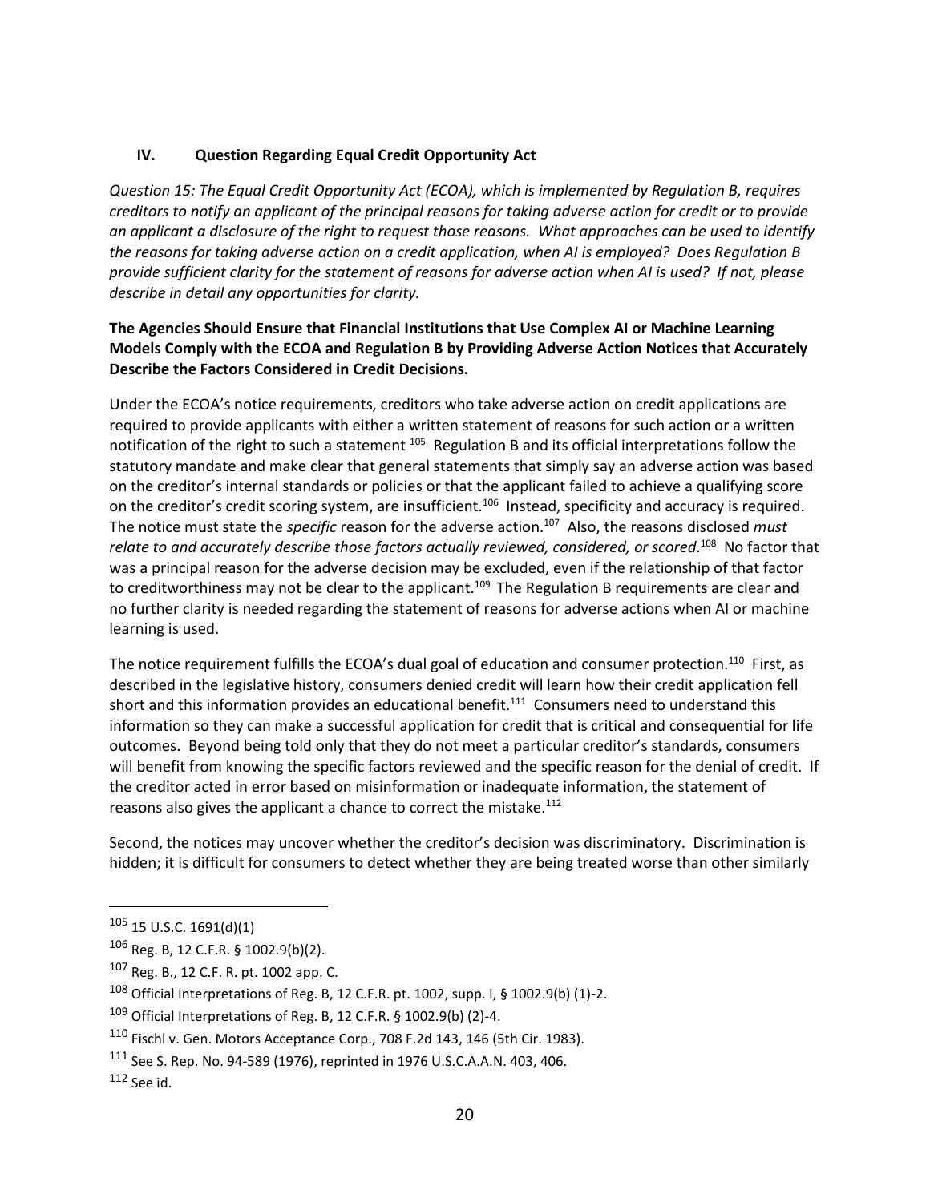## IV. Question Regarding Equal Credit Opportunity Act

*Question 15: The Equal Credit Opportunity Act (ECOA), which is implemented by Regulation B, requires creditors to notify an applicant of the principal reasons for taking adverse action for credit or to provide an applicant a disclosure of the right to request those reasons. What approaches can be used to identify the reasons for taking adverse action on a credit application, when AI is employed? Does Regulation B provide sufficient clarity for the statement of reasons for adverse action when AI is used? If not, please describe in detail any opportunities for clarity.*

**The Agencies Should Ensure that Financial Institutions that Use Complex AI or Machine Learning Models Comply with the ECOA and Regulation B by Providing Adverse Action Notices that Accurately Describe the Factors Considered in Credit Decisions.**

Under the ECOA's notice requirements, creditors who take adverse action on credit applications are required to provide applicants with either a written statement of reasons for such action or a written notification of the right to such a statement [105] Regulation B and its official interpretations follow the statutory mandate and make clear that general statements that simply say an adverse action was based on the creditor's internal standards or policies or that the applicant failed to achieve a qualifying score on the creditor's credit scoring system, are insufficient.[106] Instead, specificity and accuracy is required. The notice must state the *specific* reason for the adverse action.[107] Also, the reasons disclosed *must relate to and accurately describe those factors actually reviewed, considered, or scored*.[108] No factor that was a principal reason for the adverse decision may be excluded, even if the relationship of that factor to creditworthiness may not be clear to the applicant.[109] The Regulation B requirements are clear and no further clarity is needed regarding the statement of reasons for adverse actions when AI or machine learning is used.

The notice requirement fulfills the ECOA's dual goal of education and consumer protection.[110] First, as described in the legislative history, consumers denied credit will learn how their credit application fell short and this information provides an educational benefit.[111] Consumers need to understand this information so they can make a successful application for credit that is critical and consequential for life outcomes. Beyond being told only that they do not meet a particular creditor's standards, consumers will benefit from knowing the specific factors reviewed and the specific reason for the denial of credit. If the creditor acted in error based on misinformation or inadequate information, the statement of reasons also gives the applicant a chance to correct the mistake.[112]

Second, the notices may uncover whether the creditor's decision was discriminatory. Discrimination is hidden; it is difficult for consumers to detect whether they are being treated worse than other similarly

---

[105] 15 U.S.C. 1691(d)(1)

[106] Reg. B, 12 C.F.R. § 1002.9(b)(2).

[107] Reg. B., 12 C.F. R. pt. 1002 app. C.

[108] Official Interpretations of Reg. B, 12 C.F.R. pt. 1002, supp. I, § 1002.9(b) (1)-2.

[109] Official Interpretations of Reg. B, 12 C.F.R. § 1002.9(b) (2)-4.

[110] Fischl v. Gen. Motors Acceptance Corp., 708 F.2d 143, 146 (5th Cir. 1983).

[111] See S. Rep. No. 94-589 (1976), reprinted in 1976 U.S.C.A.A.N. 403, 406.

[112] See id.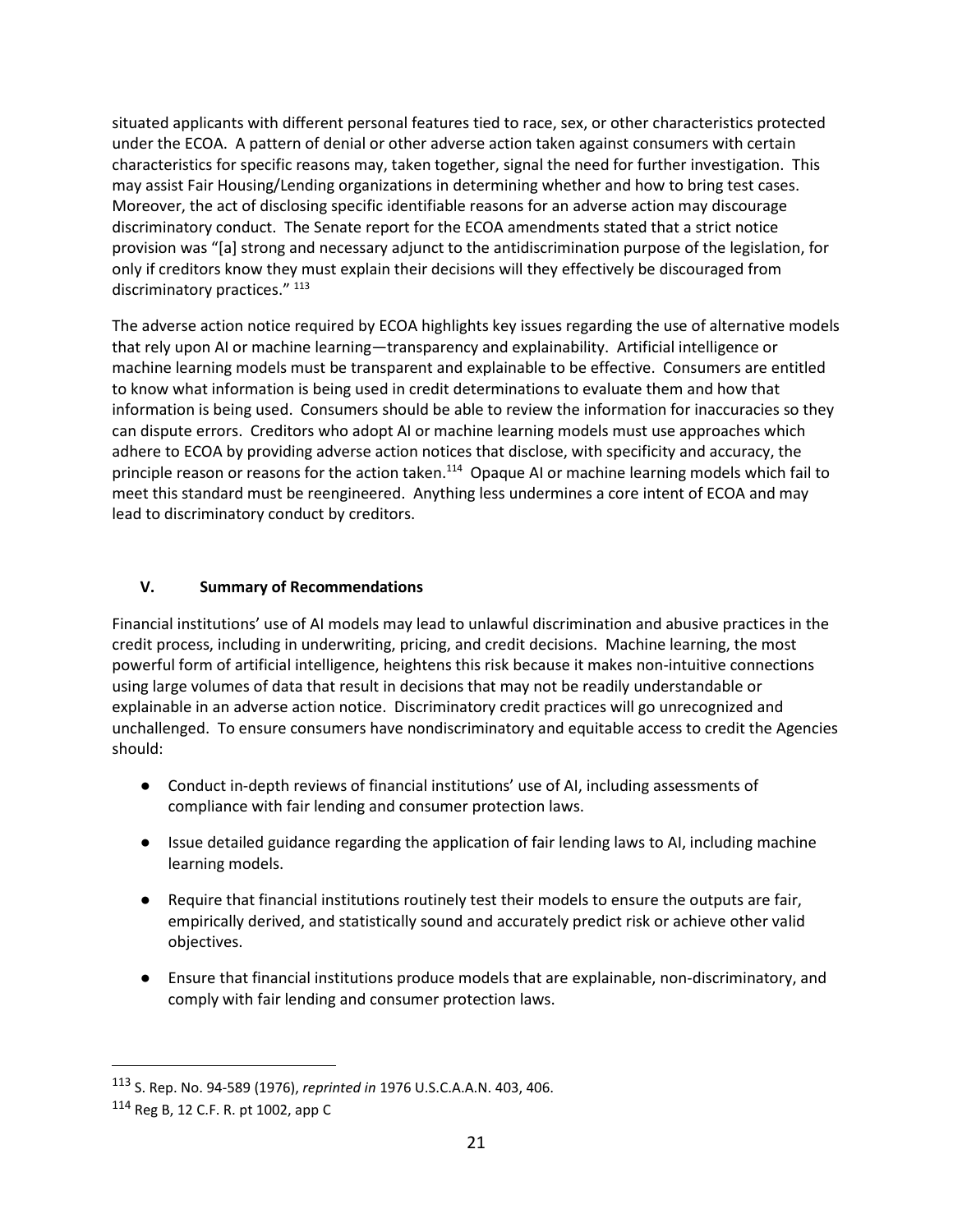situated applicants with different personal features tied to race, sex, or other characteristics protected under the ECOA. A pattern of denial or other adverse action taken against consumers with certain characteristics for specific reasons may, taken together, signal the need for further investigation. This may assist Fair Housing/Lending organizations in determining whether and how to bring test cases. Moreover, the act of disclosing specific identifiable reasons for an adverse action may discourage discriminatory conduct. The Senate report for the ECOA amendments stated that a strict notice provision was "[a] strong and necessary adjunct to the antidiscrimination purpose of the legislation, for only if creditors know they must explain their decisions will they effectively be discouraged from discriminatory practices." [113]

The adverse action notice required by ECOA highlights key issues regarding the use of alternative models that rely upon AI or machine learning—transparency and explainability. Artificial intelligence or machine learning models must be transparent and explainable to be effective. Consumers are entitled to know what information is being used in credit determinations to evaluate them and how that information is being used. Consumers should be able to review the information for inaccuracies so they can dispute errors. Creditors who adopt AI or machine learning models must use approaches which adhere to ECOA by providing adverse action notices that disclose, with specificity and accuracy, the principle reason or reasons for the action taken.[114] Opaque AI or machine learning models which fail to meet this standard must be reengineered. Anything less undermines a core intent of ECOA and may lead to discriminatory conduct by creditors.

## V. Summary of Recommendations

Financial institutions' use of AI models may lead to unlawful discrimination and abusive practices in the credit process, including in underwriting, pricing, and credit decisions. Machine learning, the most powerful form of artificial intelligence, heightens this risk because it makes non-intuitive connections using large volumes of data that result in decisions that may not be readily understandable or explainable in an adverse action notice. Discriminatory credit practices will go unrecognized and unchallenged. To ensure consumers have nondiscriminatory and equitable access to credit the Agencies should:

- Conduct in-depth reviews of financial institutions' use of AI, including assessments of compliance with fair lending and consumer protection laws.
- Issue detailed guidance regarding the application of fair lending laws to AI, including machine learning models.
- Require that financial institutions routinely test their models to ensure the outputs are fair, empirically derived, and statistically sound and accurately predict risk or achieve other valid objectives.
- Ensure that financial institutions produce models that are explainable, non-discriminatory, and comply with fair lending and consumer protection laws.

---

[113] S. Rep. No. 94-589 (1976), *reprinted in* 1976 U.S.C.A.A.N. 403, 406.

[114] Reg B, 12 C.F. R. pt 1002, app C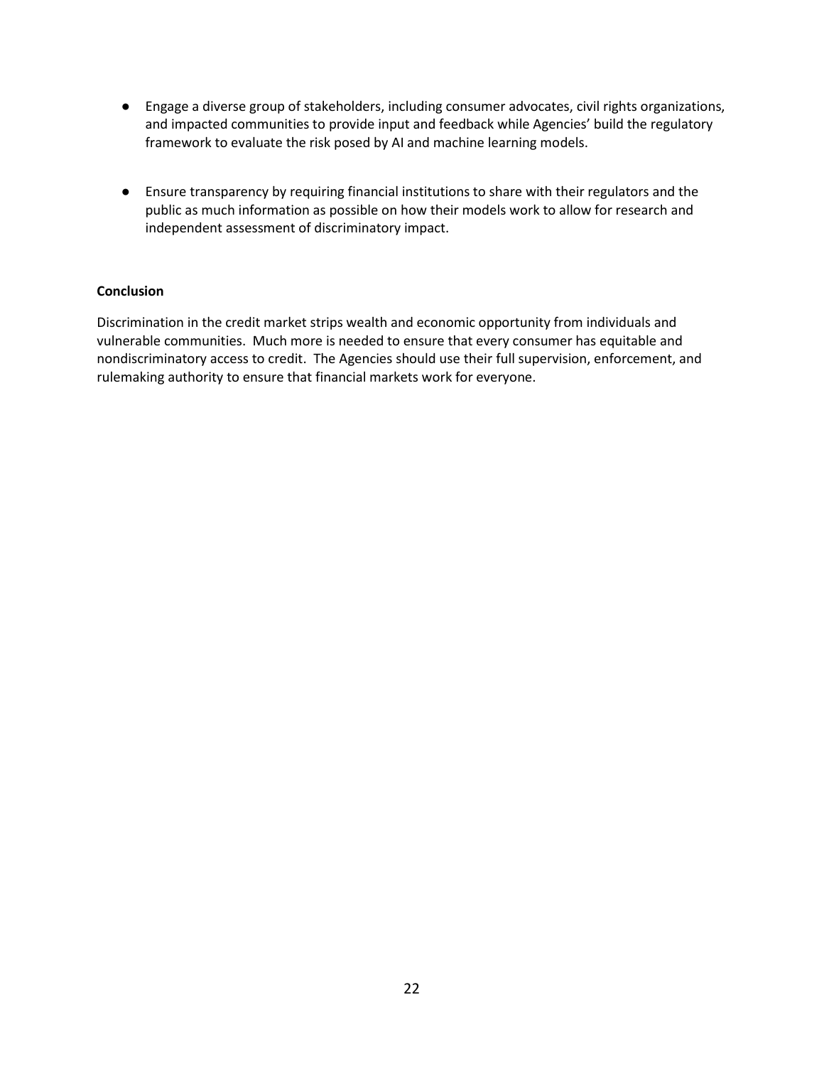- Engage a diverse group of stakeholders, including consumer advocates, civil rights organizations, and impacted communities to provide input and feedback while Agencies' build the regulatory framework to evaluate the risk posed by AI and machine learning models.

- Ensure transparency by requiring financial institutions to share with their regulators and the public as much information as possible on how their models work to allow for research and independent assessment of discriminatory impact.

**Conclusion**

Discrimination in the credit market strips wealth and economic opportunity from individuals and vulnerable communities. Much more is needed to ensure that every consumer has equitable and nondiscriminatory access to credit. The Agencies should use their full supervision, enforcement, and rulemaking authority to ensure that financial markets work for everyone.